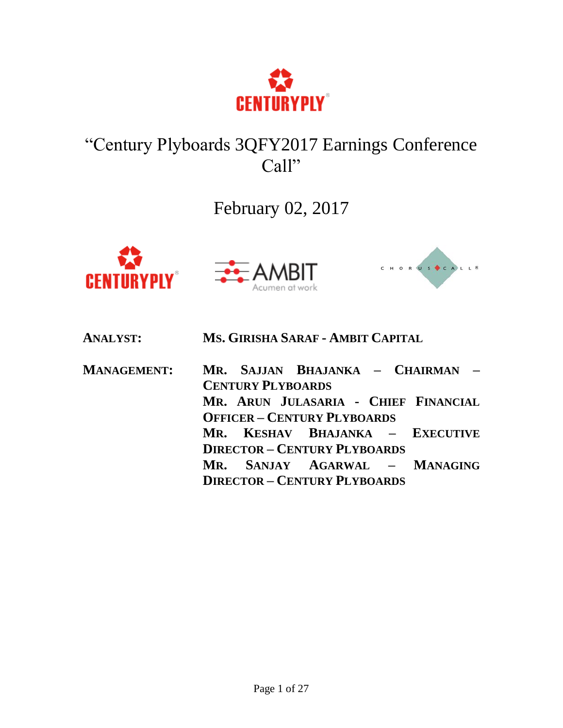# "Century Plyboards 3QFY2017 Earnings Conference Call"

February 02, 2017

**ANALYST:** **MS. GIRISHA SARAF - AMBIT CAPITAL**

**MANAGEMENT:** **MR. SAJJAN BHAJANKA – CHAIRMAN – CENTURY PLYBOARDS**
**MR. ARUN JULASARIA - CHIEF FINANCIAL OFFICER – CENTURY PLYBOARDS**
**MR. KESHAV BHAJANKA – EXECUTIVE DIRECTOR – CENTURY PLYBOARDS**
**MR. SANJAY AGARWAL – MANAGING DIRECTOR – CENTURY PLYBOARDS**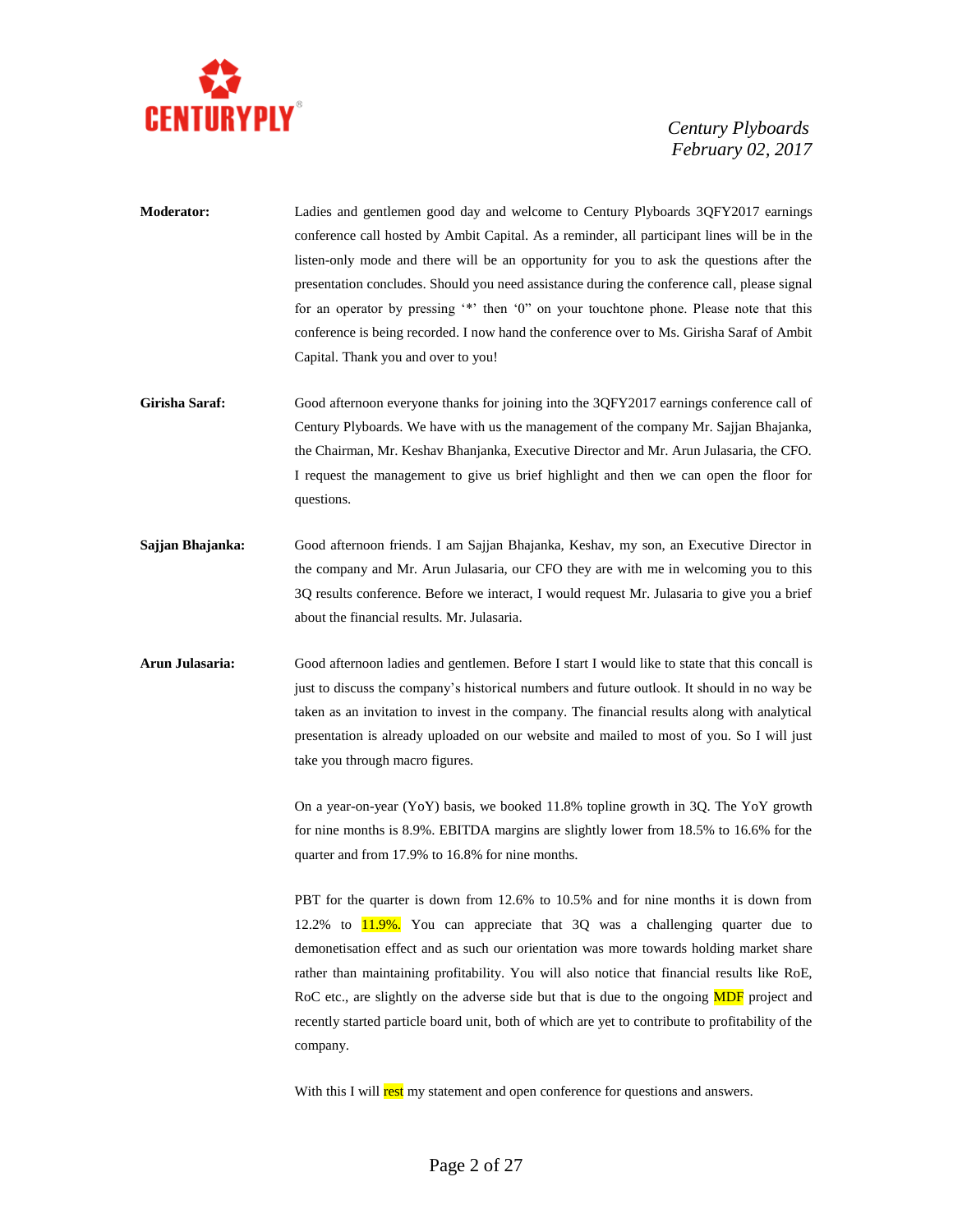**Moderator:** Ladies and gentlemen good day and welcome to Century Plyboards 3QFY2017 earnings conference call hosted by Ambit Capital. As a reminder, all participant lines will be in the listen-only mode and there will be an opportunity for you to ask the questions after the presentation concludes. Should you need assistance during the conference call, please signal for an operator by pressing '*' then '0" on your touchtone phone. Please note that this conference is being recorded. I now hand the conference over to Ms. Girisha Saraf of Ambit Capital. Thank you and over to you!

**Girisha Saraf:** Good afternoon everyone thanks for joining into the 3QFY2017 earnings conference call of Century Plyboards. We have with us the management of the company Mr. Sajjan Bhajanka, the Chairman, Mr. Keshav Bhanjanka, Executive Director and Mr. Arun Julasaria, the CFO. I request the management to give us brief highlight and then we can open the floor for questions.

**Sajjan Bhajanka:** Good afternoon friends. I am Sajjan Bhajanka, Keshav, my son, an Executive Director in the company and Mr. Arun Julasaria, our CFO they are with me in welcoming you to this 3Q results conference. Before we interact, I would request Mr. Julasaria to give you a brief about the financial results. Mr. Julasaria.

**Arun Julasaria:** Good afternoon ladies and gentlemen. Before I start I would like to state that this concall is just to discuss the company's historical numbers and future outlook. It should in no way be taken as an invitation to invest in the company. The financial results along with analytical presentation is already uploaded on our website and mailed to most of you. So I will just take you through macro figures.

On a year-on-year (YoY) basis, we booked 11.8% topline growth in 3Q. The YoY growth for nine months is 8.9%. EBITDA margins are slightly lower from 18.5% to 16.6% for the quarter and from 17.9% to 16.8% for nine months.

PBT for the quarter is down from 12.6% to 10.5% and for nine months it is down from 12.2% to 11.9%. You can appreciate that 3Q was a challenging quarter due to demonetisation effect and as such our orientation was more towards holding market share rather than maintaining profitability. You will also notice that financial results like RoE, RoC etc., are slightly on the adverse side but that is due to the ongoing MDF project and recently started particle board unit, both of which are yet to contribute to profitability of the company.

With this I will rest my statement and open conference for questions and answers.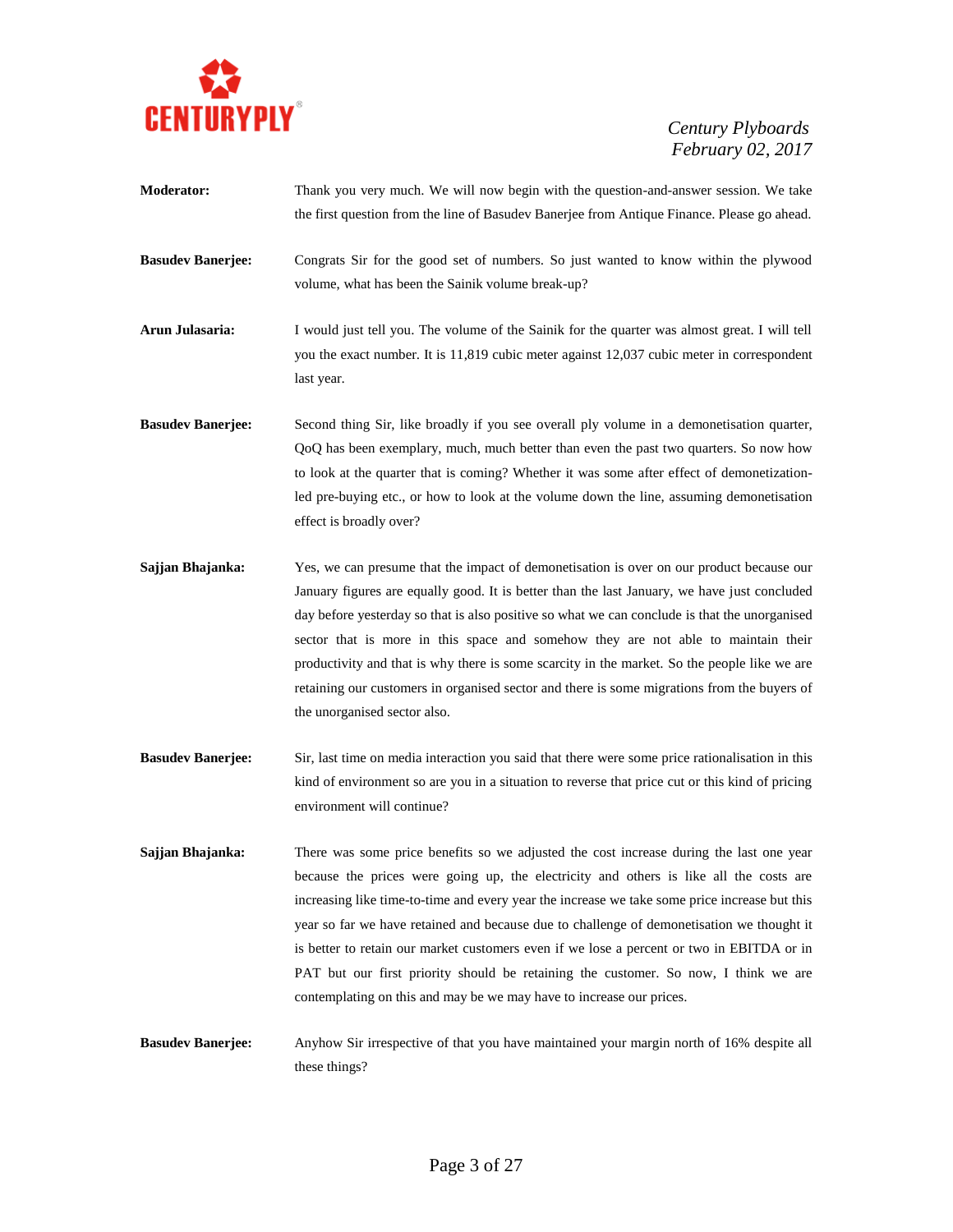**Moderator:** Thank you very much. We will now begin with the question-and-answer session. We take the first question from the line of Basudev Banerjee from Antique Finance. Please go ahead.

**Basudev Banerjee:** Congrats Sir for the good set of numbers. So just wanted to know within the plywood volume, what has been the Sainik volume break-up?

**Arun Julasaria:** I would just tell you. The volume of the Sainik for the quarter was almost great. I will tell you the exact number. It is 11,819 cubic meter against 12,037 cubic meter in correspondent last year.

**Basudev Banerjee:** Second thing Sir, like broadly if you see overall ply volume in a demonetisation quarter, QoQ has been exemplary, much, much better than even the past two quarters. So now how to look at the quarter that is coming? Whether it was some after effect of demonetization-led pre-buying etc., or how to look at the volume down the line, assuming demonetisation effect is broadly over?

**Sajjan Bhajanka:** Yes, we can presume that the impact of demonetisation is over on our product because our January figures are equally good. It is better than the last January, we have just concluded day before yesterday so that is also positive so what we can conclude is that the unorganised sector that is more in this space and somehow they are not able to maintain their productivity and that is why there is some scarcity in the market. So the people like we are retaining our customers in organised sector and there is some migrations from the buyers of the unorganised sector also.

**Basudev Banerjee:** Sir, last time on media interaction you said that there were some price rationalisation in this kind of environment so are you in a situation to reverse that price cut or this kind of pricing environment will continue?

**Sajjan Bhajanka:** There was some price benefits so we adjusted the cost increase during the last one year because the prices were going up, the electricity and others is like all the costs are increasing like time-to-time and every year the increase we take some price increase but this year so far we have retained and because due to challenge of demonetisation we thought it is better to retain our market customers even if we lose a percent or two in EBITDA or in PAT but our first priority should be retaining the customer. So now, I think we are contemplating on this and may be we may have to increase our prices.

**Basudev Banerjee:** Anyhow Sir irrespective of that you have maintained your margin north of 16% despite all these things?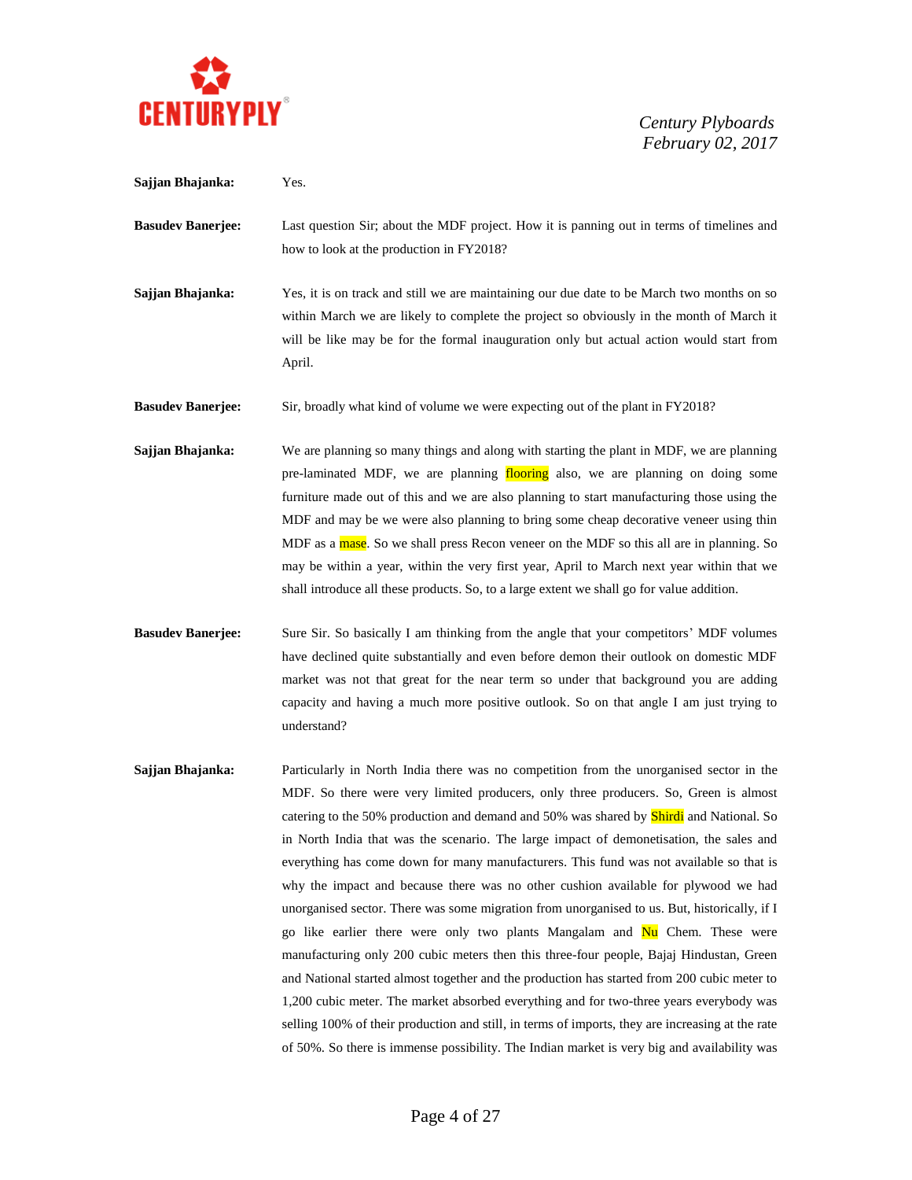**Sajjan Bhajanka:** Yes.

**Basudev Banerjee:** Last question Sir; about the MDF project. How it is panning out in terms of timelines and how to look at the production in FY2018?

**Sajjan Bhajanka:** Yes, it is on track and still we are maintaining our due date to be March two months on so within March we are likely to complete the project so obviously in the month of March it will be like may be for the formal inauguration only but actual action would start from April.

**Basudev Banerjee:** Sir, broadly what kind of volume we were expecting out of the plant in FY2018?

**Sajjan Bhajanka:** We are planning so many things and along with starting the plant in MDF, we are planning pre-laminated MDF, we are planning flooring also, we are planning on doing some furniture made out of this and we are also planning to start manufacturing those using the MDF and may be we were also planning to bring some cheap decorative veneer using thin MDF as a mase. So we shall press Recon veneer on the MDF so this all are in planning. So may be within a year, within the very first year, April to March next year within that we shall introduce all these products. So, to a large extent we shall go for value addition.

**Basudev Banerjee:** Sure Sir. So basically I am thinking from the angle that your competitors' MDF volumes have declined quite substantially and even before demon their outlook on domestic MDF market was not that great for the near term so under that background you are adding capacity and having a much more positive outlook. So on that angle I am just trying to understand?

**Sajjan Bhajanka:** Particularly in North India there was no competition from the unorganised sector in the MDF. So there were very limited producers, only three producers. So, Green is almost catering to the 50% production and demand and 50% was shared by Shirdi and National. So in North India that was the scenario. The large impact of demonetisation, the sales and everything has come down for many manufacturers. This fund was not available so that is why the impact and because there was no other cushion available for plywood we had unorganised sector. There was some migration from unorganised to us. But, historically, if I go like earlier there were only two plants Mangalam and Nu Chem. These were manufacturing only 200 cubic meters then this three-four people, Bajaj Hindustan, Green and National started almost together and the production has started from 200 cubic meter to 1,200 cubic meter. The market absorbed everything and for two-three years everybody was selling 100% of their production and still, in terms of imports, they are increasing at the rate of 50%. So there is immense possibility. The Indian market is very big and availability was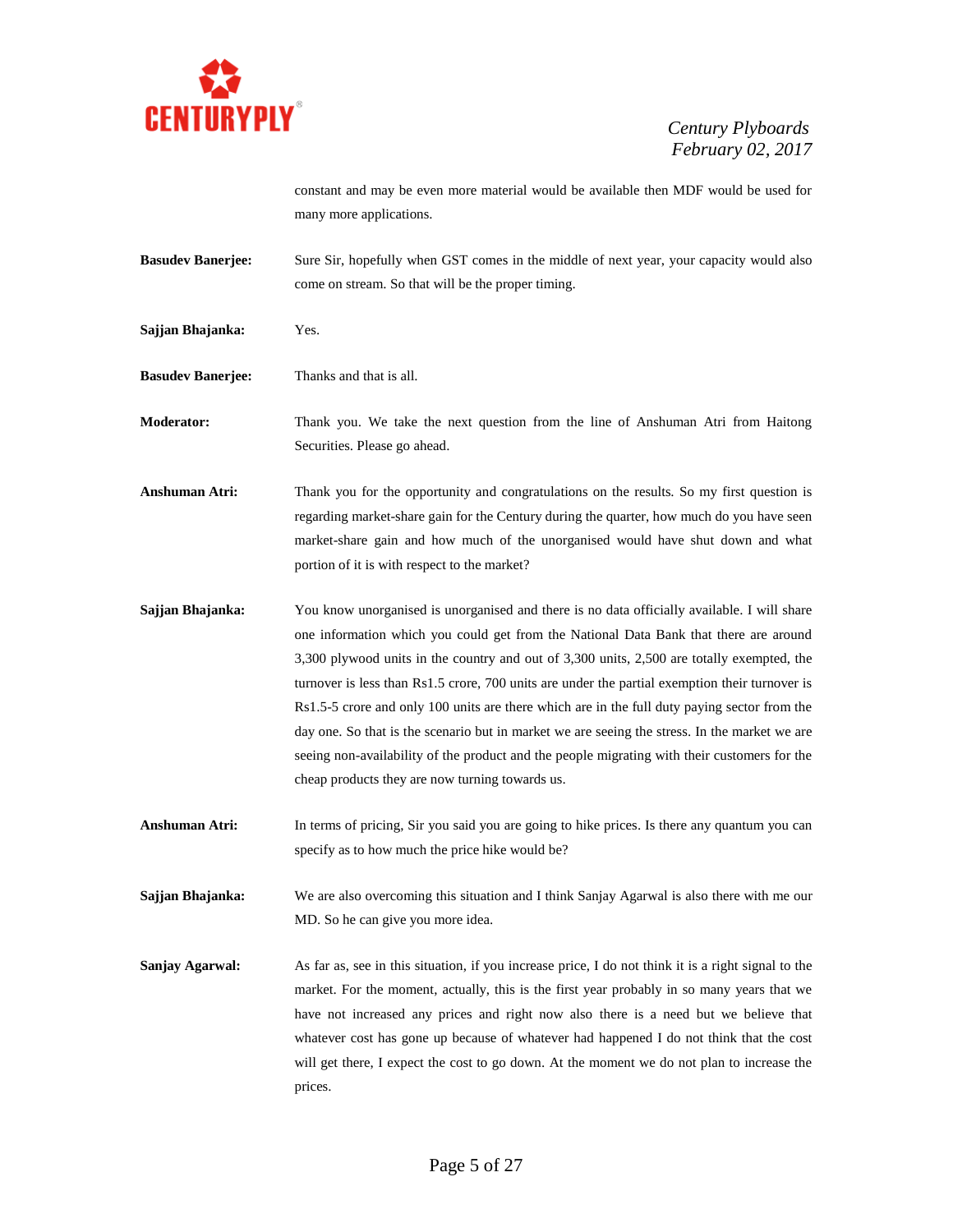constant and may be even more material would be available then MDF would be used for many more applications.

**Basudev Banerjee:** Sure Sir, hopefully when GST comes in the middle of next year, your capacity would also come on stream. So that will be the proper timing.

**Sajjan Bhajanka:** Yes.

**Basudev Banerjee:** Thanks and that is all.

**Moderator:** Thank you. We take the next question from the line of Anshuman Atri from Haitong Securities. Please go ahead.

**Anshuman Atri:** Thank you for the opportunity and congratulations on the results. So my first question is regarding market-share gain for the Century during the quarter, how much do you have seen market-share gain and how much of the unorganised would have shut down and what portion of it is with respect to the market?

**Sajjan Bhajanka:** You know unorganised is unorganised and there is no data officially available. I will share one information which you could get from the National Data Bank that there are around 3,300 plywood units in the country and out of 3,300 units, 2,500 are totally exempted, the turnover is less than Rs1.5 crore, 700 units are under the partial exemption their turnover is Rs1.5-5 crore and only 100 units are there which are in the full duty paying sector from the day one. So that is the scenario but in market we are seeing the stress. In the market we are seeing non-availability of the product and the people migrating with their customers for the cheap products they are now turning towards us.

**Anshuman Atri:** In terms of pricing, Sir you said you are going to hike prices. Is there any quantum you can specify as to how much the price hike would be?

**Sajjan Bhajanka:** We are also overcoming this situation and I think Sanjay Agarwal is also there with me our MD. So he can give you more idea.

**Sanjay Agarwal:** As far as, see in this situation, if you increase price, I do not think it is a right signal to the market. For the moment, actually, this is the first year probably in so many years that we have not increased any prices and right now also there is a need but we believe that whatever cost has gone up because of whatever had happened I do not think that the cost will get there, I expect the cost to go down. At the moment we do not plan to increase the prices.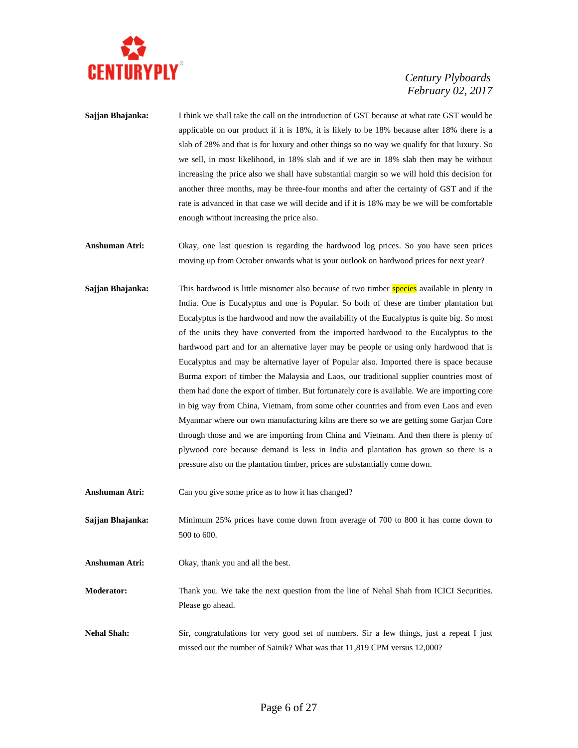**Sajjan Bhajanka:** I think we shall take the call on the introduction of GST because at what rate GST would be applicable on our product if it is 18%, it is likely to be 18% because after 18% there is a slab of 28% and that is for luxury and other things so no way we qualify for that luxury. So we sell, in most likelihood, in 18% slab and if we are in 18% slab then may be without increasing the price also we shall have substantial margin so we will hold this decision for another three months, may be three-four months and after the certainty of GST and if the rate is advanced in that case we will decide and if it is 18% may be we will be comfortable enough without increasing the price also.

**Anshuman Atri:** Okay, one last question is regarding the hardwood log prices. So you have seen prices moving up from October onwards what is your outlook on hardwood prices for next year?

**Sajjan Bhajanka:** This hardwood is little misnomer also because of two timber species available in plenty in India. One is Eucalyptus and one is Popular. So both of these are timber plantation but Eucalyptus is the hardwood and now the availability of the Eucalyptus is quite big. So most of the units they have converted from the imported hardwood to the Eucalyptus to the hardwood part and for an alternative layer may be people or using only hardwood that is Eucalyptus and may be alternative layer of Popular also. Imported there is space because Burma export of timber the Malaysia and Laos, our traditional supplier countries most of them had done the export of timber. But fortunately core is available. We are importing core in big way from China, Vietnam, from some other countries and from even Laos and even Myanmar where our own manufacturing kilns are there so we are getting some Garjan Core through those and we are importing from China and Vietnam. And then there is plenty of plywood core because demand is less in India and plantation has grown so there is a pressure also on the plantation timber, prices are substantially come down.

**Anshuman Atri:** Can you give some price as to how it has changed?

**Sajjan Bhajanka:** Minimum 25% prices have come down from average of 700 to 800 it has come down to 500 to 600.

**Anshuman Atri:** Okay, thank you and all the best.

**Moderator:** Thank you. We take the next question from the line of Nehal Shah from ICICI Securities. Please go ahead.

**Nehal Shah:** Sir, congratulations for very good set of numbers. Sir a few things, just a repeat I just missed out the number of Sainik? What was that 11,819 CPM versus 12,000?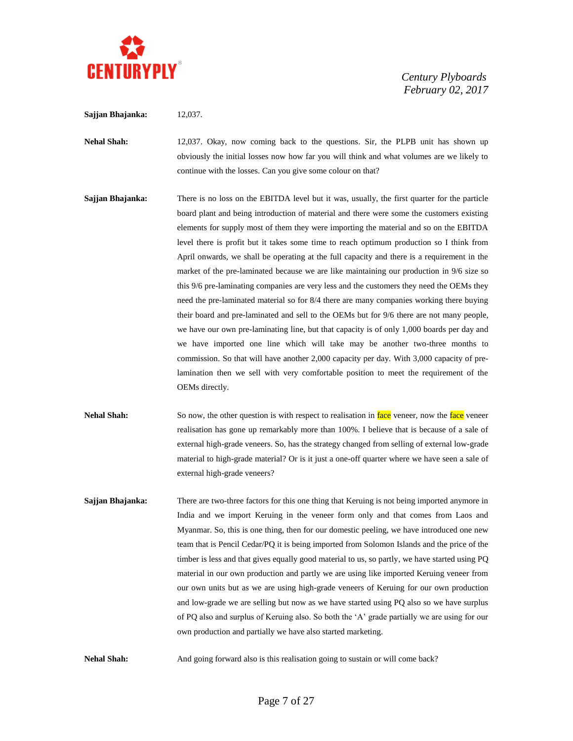**Sajjan Bhajanka:** 12,037.

**Nehal Shah:** 12,037. Okay, now coming back to the questions. Sir, the PLPB unit has shown up obviously the initial losses now how far you will think and what volumes are we likely to continue with the losses. Can you give some colour on that?

**Sajjan Bhajanka:** There is no loss on the EBITDA level but it was, usually, the first quarter for the particle board plant and being introduction of material and there were some the customers existing elements for supply most of them they were importing the material and so on the EBITDA level there is profit but it takes some time to reach optimum production so I think from April onwards, we shall be operating at the full capacity and there is a requirement in the market of the pre-laminated because we are like maintaining our production in 9/6 size so this 9/6 pre-laminating companies are very less and the customers they need the OEMs they need the pre-laminated material so for 8/4 there are many companies working there buying their board and pre-laminated and sell to the OEMs but for 9/6 there are not many people, we have our own pre-laminating line, but that capacity is of only 1,000 boards per day and we have imported one line which will take may be another two-three months to commission. So that will have another 2,000 capacity per day. With 3,000 capacity of pre-lamination then we sell with very comfortable position to meet the requirement of the OEMs directly.

**Nehal Shah:** So now, the other question is with respect to realisation in face veneer, now the face veneer realisation has gone up remarkably more than 100%. I believe that is because of a sale of external high-grade veneers. So, has the strategy changed from selling of external low-grade material to high-grade material? Or is it just a one-off quarter where we have seen a sale of external high-grade veneers?

**Sajjan Bhajanka:** There are two-three factors for this one thing that Keruing is not being imported anymore in India and we import Keruing in the veneer form only and that comes from Laos and Myanmar. So, this is one thing, then for our domestic peeling, we have introduced one new team that is Pencil Cedar/PQ it is being imported from Solomon Islands and the price of the timber is less and that gives equally good material to us, so partly, we have started using PQ material in our own production and partly we are using like imported Keruing veneer from our own units but as we are using high-grade veneers of Keruing for our own production and low-grade we are selling but now as we have started using PQ also so we have surplus of PQ also and surplus of Keruing also. So both the 'A' grade partially we are using for our own production and partially we have also started marketing.

**Nehal Shah:** And going forward also is this realisation going to sustain or will come back?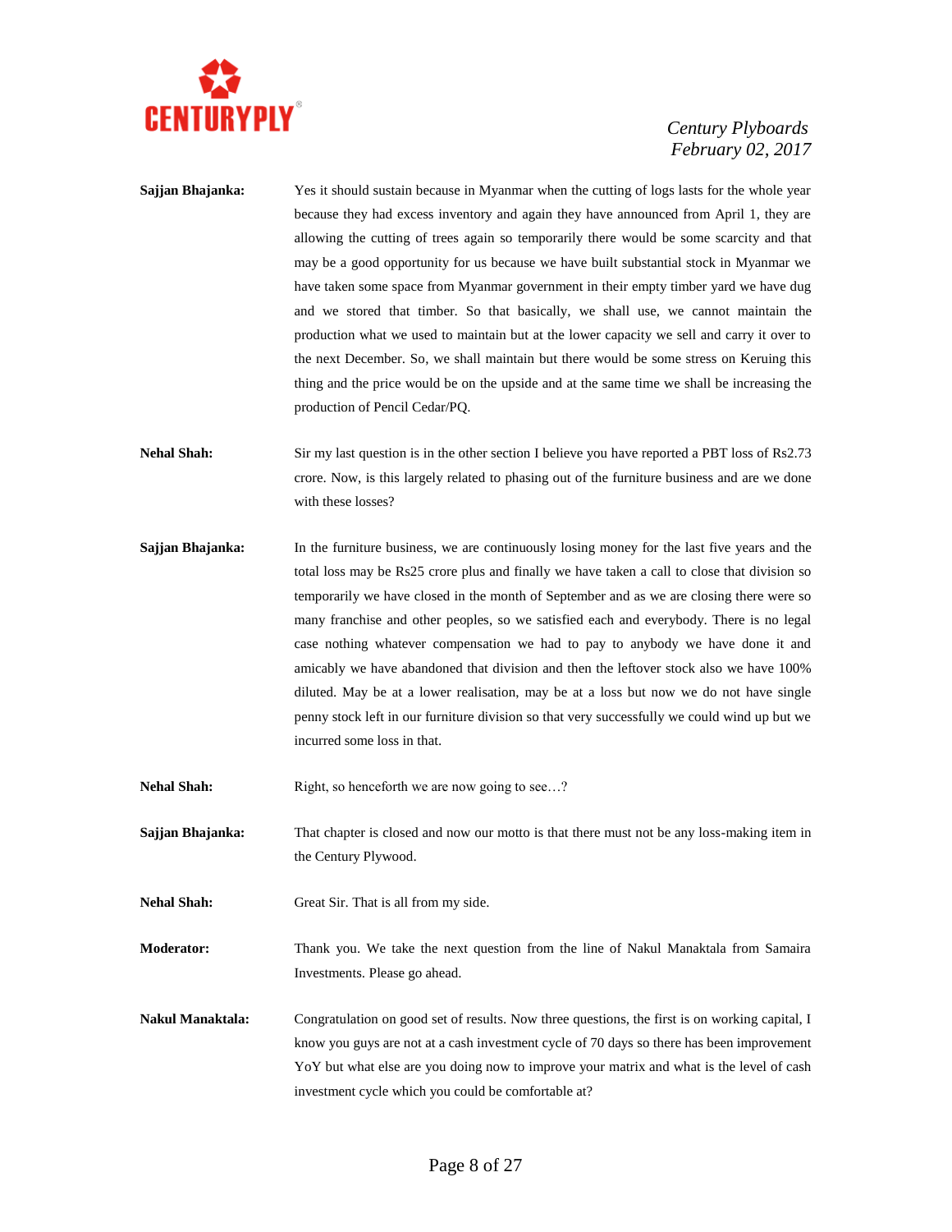**Sajjan Bhajanka:** Yes it should sustain because in Myanmar when the cutting of logs lasts for the whole year because they had excess inventory and again they have announced from April 1, they are allowing the cutting of trees again so temporarily there would be some scarcity and that may be a good opportunity for us because we have built substantial stock in Myanmar we have taken some space from Myanmar government in their empty timber yard we have dug and we stored that timber. So that basically, we shall use, we cannot maintain the production what we used to maintain but at the lower capacity we sell and carry it over to the next December. So, we shall maintain but there would be some stress on Keruing this thing and the price would be on the upside and at the same time we shall be increasing the production of Pencil Cedar/PQ.

**Nehal Shah:** Sir my last question is in the other section I believe you have reported a PBT loss of Rs2.73 crore. Now, is this largely related to phasing out of the furniture business and are we done with these losses?

**Sajjan Bhajanka:** In the furniture business, we are continuously losing money for the last five years and the total loss may be Rs25 crore plus and finally we have taken a call to close that division so temporarily we have closed in the month of September and as we are closing there were so many franchise and other peoples, so we satisfied each and everybody. There is no legal case nothing whatever compensation we had to pay to anybody we have done it and amicably we have abandoned that division and then the leftover stock also we have 100% diluted. May be at a lower realisation, may be at a loss but now we do not have single penny stock left in our furniture division so that very successfully we could wind up but we incurred some loss in that.

**Nehal Shah:** Right, so henceforth we are now going to see…?

**Sajjan Bhajanka:** That chapter is closed and now our motto is that there must not be any loss-making item in the Century Plywood.

**Nehal Shah:** Great Sir. That is all from my side.

**Moderator:** Thank you. We take the next question from the line of Nakul Manaktala from Samaira Investments. Please go ahead.

**Nakul Manaktala:** Congratulation on good set of results. Now three questions, the first is on working capital, I know you guys are not at a cash investment cycle of 70 days so there has been improvement YoY but what else are you doing now to improve your matrix and what is the level of cash investment cycle which you could be comfortable at?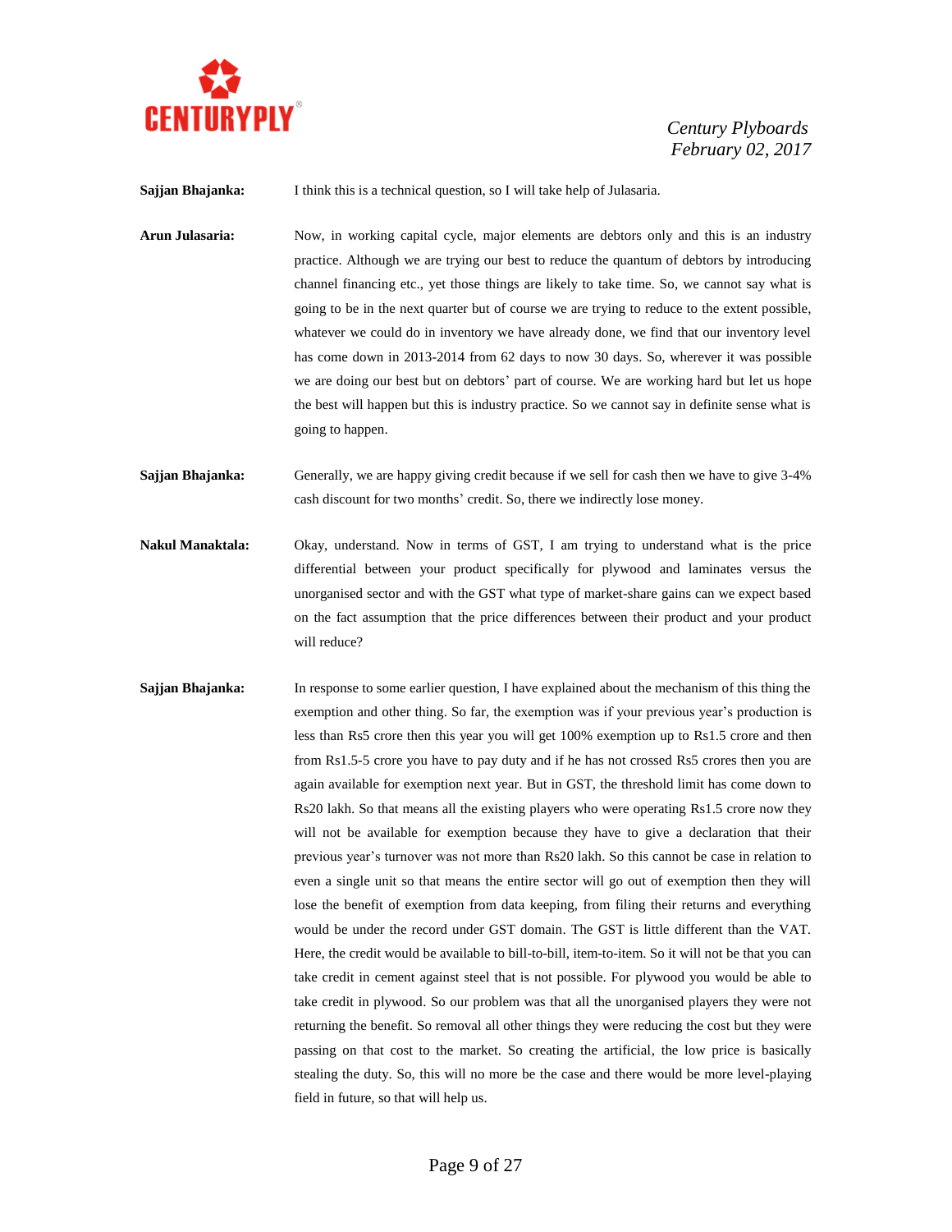**Sajjan Bhajanka:** I think this is a technical question, so I will take help of Julasaria.

**Arun Julasaria:** Now, in working capital cycle, major elements are debtors only and this is an industry practice. Although we are trying our best to reduce the quantum of debtors by introducing channel financing etc., yet those things are likely to take time. So, we cannot say what is going to be in the next quarter but of course we are trying to reduce to the extent possible, whatever we could do in inventory we have already done, we find that our inventory level has come down in 2013-2014 from 62 days to now 30 days. So, wherever it was possible we are doing our best but on debtors' part of course. We are working hard but let us hope the best will happen but this is industry practice. So we cannot say in definite sense what is going to happen.

**Sajjan Bhajanka:** Generally, we are happy giving credit because if we sell for cash then we have to give 3-4% cash discount for two months' credit. So, there we indirectly lose money.

**Nakul Manaktala:** Okay, understand. Now in terms of GST, I am trying to understand what is the price differential between your product specifically for plywood and laminates versus the unorganised sector and with the GST what type of market-share gains can we expect based on the fact assumption that the price differences between their product and your product will reduce?

**Sajjan Bhajanka:** In response to some earlier question, I have explained about the mechanism of this thing the exemption and other thing. So far, the exemption was if your previous year's production is less than Rs5 crore then this year you will get 100% exemption up to Rs1.5 crore and then from Rs1.5-5 crore you have to pay duty and if he has not crossed Rs5 crores then you are again available for exemption next year. But in GST, the threshold limit has come down to Rs20 lakh. So that means all the existing players who were operating Rs1.5 crore now they will not be available for exemption because they have to give a declaration that their previous year's turnover was not more than Rs20 lakh. So this cannot be case in relation to even a single unit so that means the entire sector will go out of exemption then they will lose the benefit of exemption from data keeping, from filing their returns and everything would be under the record under GST domain. The GST is little different than the VAT. Here, the credit would be available to bill-to-bill, item-to-item. So it will not be that you can take credit in cement against steel that is not possible. For plywood you would be able to take credit in plywood. So our problem was that all the unorganised players they were not returning the benefit. So removal all other things they were reducing the cost but they were passing on that cost to the market. So creating the artificial, the low price is basically stealing the duty. So, this will no more be the case and there would be more level-playing field in future, so that will help us.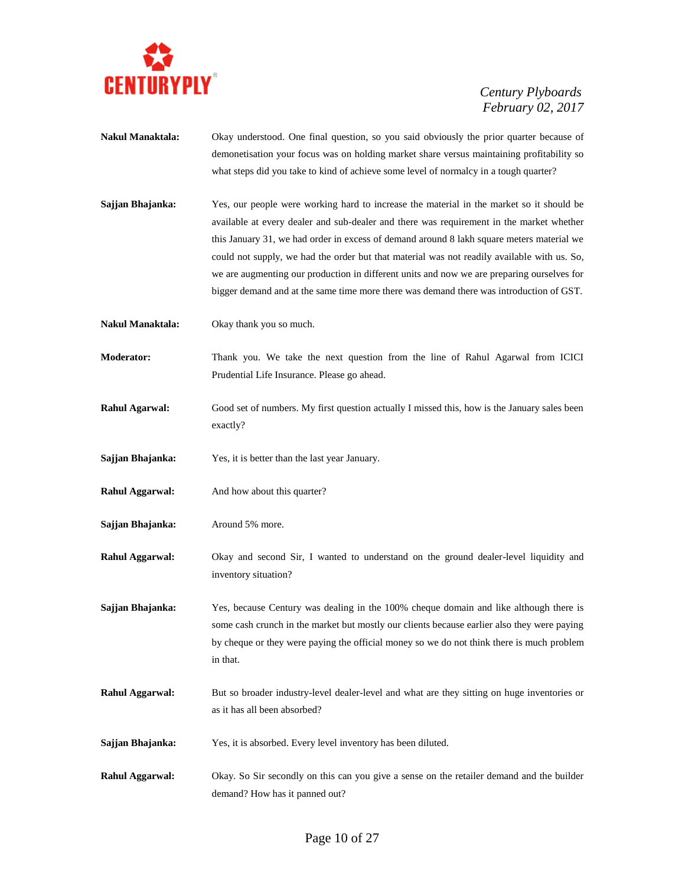**Nakul Manaktala:** Okay understood. One final question, so you said obviously the prior quarter because of demonetisation your focus was on holding market share versus maintaining profitability so what steps did you take to kind of achieve some level of normalcy in a tough quarter?

**Sajjan Bhajanka:** Yes, our people were working hard to increase the material in the market so it should be available at every dealer and sub-dealer and there was requirement in the market whether this January 31, we had order in excess of demand around 8 lakh square meters material we could not supply, we had the order but that material was not readily available with us. So, we are augmenting our production in different units and now we are preparing ourselves for bigger demand and at the same time more there was demand there was introduction of GST.

**Nakul Manaktala:** Okay thank you so much.

**Moderator:** Thank you. We take the next question from the line of Rahul Agarwal from ICICI Prudential Life Insurance. Please go ahead.

**Rahul Agarwal:** Good set of numbers. My first question actually I missed this, how is the January sales been exactly?

**Sajjan Bhajanka:** Yes, it is better than the last year January.

**Rahul Aggarwal:** And how about this quarter?

**Sajjan Bhajanka:** Around 5% more.

**Rahul Aggarwal:** Okay and second Sir, I wanted to understand on the ground dealer-level liquidity and inventory situation?

**Sajjan Bhajanka:** Yes, because Century was dealing in the 100% cheque domain and like although there is some cash crunch in the market but mostly our clients because earlier also they were paying by cheque or they were paying the official money so we do not think there is much problem in that.

**Rahul Aggarwal:** But so broader industry-level dealer-level and what are they sitting on huge inventories or as it has all been absorbed?

**Sajjan Bhajanka:** Yes, it is absorbed. Every level inventory has been diluted.

**Rahul Aggarwal:** Okay. So Sir secondly on this can you give a sense on the retailer demand and the builder demand? How has it panned out?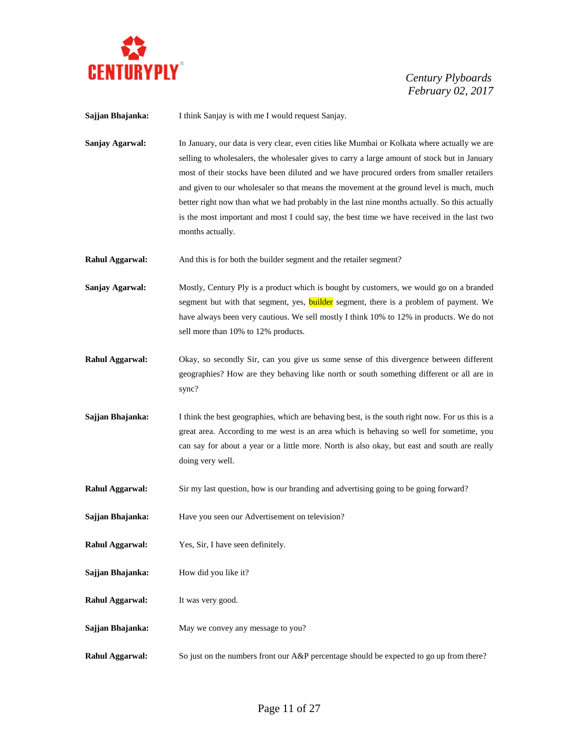**Sajjan Bhajanka:** I think Sanjay is with me I would request Sanjay.

**Sanjay Agarwal:** In January, our data is very clear, even cities like Mumbai or Kolkata where actually we are selling to wholesalers, the wholesaler gives to carry a large amount of stock but in January most of their stocks have been diluted and we have procured orders from smaller retailers and given to our wholesaler so that means the movement at the ground level is much, much better right now than what we had probably in the last nine months actually. So this actually is the most important and most I could say, the best time we have received in the last two months actually.

**Rahul Aggarwal:** And this is for both the builder segment and the retailer segment?

**Sanjay Agarwal:** Mostly, Century Ply is a product which is bought by customers, we would go on a branded segment but with that segment, yes, builder segment, there is a problem of payment. We have always been very cautious. We sell mostly I think 10% to 12% in products. We do not sell more than 10% to 12% products.

**Rahul Aggarwal:** Okay, so secondly Sir, can you give us some sense of this divergence between different geographies? How are they behaving like north or south something different or all are in sync?

**Sajjan Bhajanka:** I think the best geographies, which are behaving best, is the south right now. For us this is a great area. According to me west is an area which is behaving so well for sometime, you can say for about a year or a little more. North is also okay, but east and south are really doing very well.

**Rahul Aggarwal:** Sir my last question, how is our branding and advertising going to be going forward?

**Sajjan Bhajanka:** Have you seen our Advertisement on television?

**Rahul Aggarwal:** Yes, Sir, I have seen definitely.

**Sajjan Bhajanka:** How did you like it?

**Rahul Aggarwal:** It was very good.

**Sajjan Bhajanka:** May we convey any message to you?

**Rahul Aggarwal:** So just on the numbers front our A&P percentage should be expected to go up from there?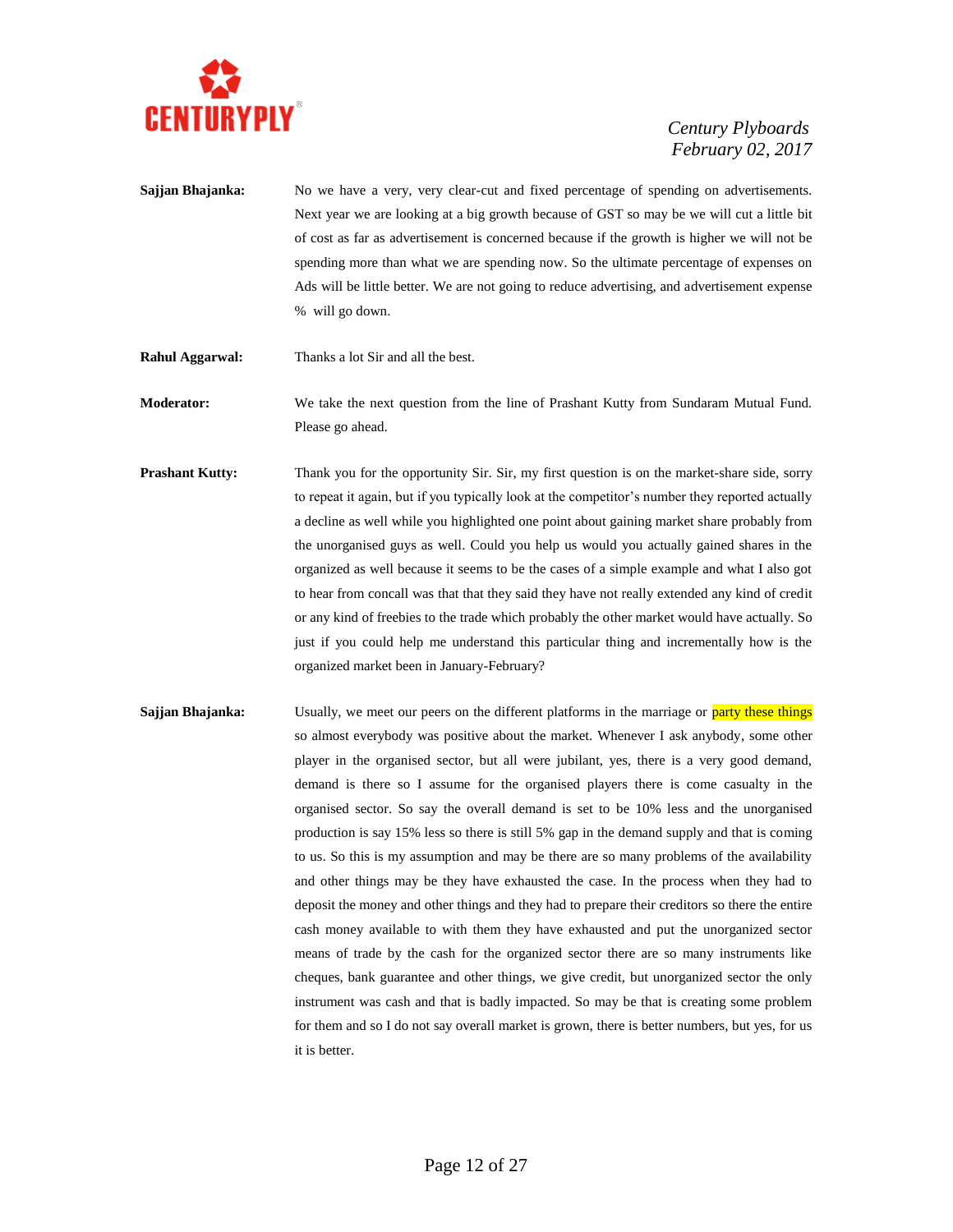**Sajjan Bhajanka:** No we have a very, very clear-cut and fixed percentage of spending on advertisements. Next year we are looking at a big growth because of GST so may be we will cut a little bit of cost as far as advertisement is concerned because if the growth is higher we will not be spending more than what we are spending now. So the ultimate percentage of expenses on Ads will be little better. We are not going to reduce advertising, and advertisement expense % will go down.

**Rahul Aggarwal:** Thanks a lot Sir and all the best.

**Moderator:** We take the next question from the line of Prashant Kutty from Sundaram Mutual Fund. Please go ahead.

**Prashant Kutty:** Thank you for the opportunity Sir. Sir, my first question is on the market-share side, sorry to repeat it again, but if you typically look at the competitor's number they reported actually a decline as well while you highlighted one point about gaining market share probably from the unorganised guys as well. Could you help us would you actually gained shares in the organized as well because it seems to be the cases of a simple example and what I also got to hear from concall was that that they said they have not really extended any kind of credit or any kind of freebies to the trade which probably the other market would have actually. So just if you could help me understand this particular thing and incrementally how is the organized market been in January-February?

**Sajjan Bhajanka:** Usually, we meet our peers on the different platforms in the marriage or party these things so almost everybody was positive about the market. Whenever I ask anybody, some other player in the organised sector, but all were jubilant, yes, there is a very good demand, demand is there so I assume for the organised players there is come casualty in the organised sector. So say the overall demand is set to be 10% less and the unorganised production is say 15% less so there is still 5% gap in the demand supply and that is coming to us. So this is my assumption and may be there are so many problems of the availability and other things may be they have exhausted the case. In the process when they had to deposit the money and other things and they had to prepare their creditors so there the entire cash money available to with them they have exhausted and put the unorganized sector means of trade by the cash for the organized sector there are so many instruments like cheques, bank guarantee and other things, we give credit, but unorganized sector the only instrument was cash and that is badly impacted. So may be that is creating some problem for them and so I do not say overall market is grown, there is better numbers, but yes, for us it is better.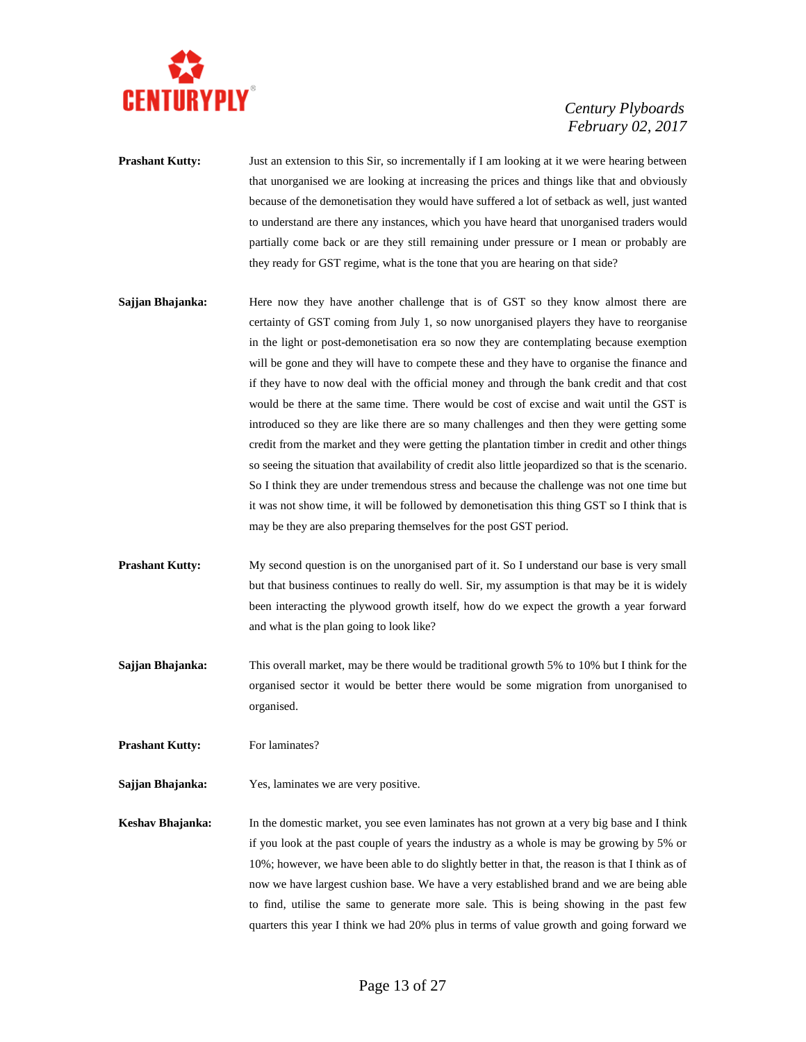**Prashant Kutty:** Just an extension to this Sir, so incrementally if I am looking at it we were hearing between that unorganised we are looking at increasing the prices and things like that and obviously because of the demonetisation they would have suffered a lot of setback as well, just wanted to understand are there any instances, which you have heard that unorganised traders would partially come back or are they still remaining under pressure or I mean or probably are they ready for GST regime, what is the tone that you are hearing on that side?

**Sajjan Bhajanka:** Here now they have another challenge that is of GST so they know almost there are certainty of GST coming from July 1, so now unorganised players they have to reorganise in the light or post-demonetisation era so now they are contemplating because exemption will be gone and they will have to compete these and they have to organise the finance and if they have to now deal with the official money and through the bank credit and that cost would be there at the same time. There would be cost of excise and wait until the GST is introduced so they are like there are so many challenges and then they were getting some credit from the market and they were getting the plantation timber in credit and other things so seeing the situation that availability of credit also little jeopardized so that is the scenario. So I think they are under tremendous stress and because the challenge was not one time but it was not show time, it will be followed by demonetisation this thing GST so I think that is may be they are also preparing themselves for the post GST period.

**Prashant Kutty:** My second question is on the unorganised part of it. So I understand our base is very small but that business continues to really do well. Sir, my assumption is that may be it is widely been interacting the plywood growth itself, how do we expect the growth a year forward and what is the plan going to look like?

**Sajjan Bhajanka:** This overall market, may be there would be traditional growth 5% to 10% but I think for the organised sector it would be better there would be some migration from unorganised to organised.

**Prashant Kutty:** For laminates?

**Sajjan Bhajanka:** Yes, laminates we are very positive.

**Keshav Bhajanka:** In the domestic market, you see even laminates has not grown at a very big base and I think if you look at the past couple of years the industry as a whole is may be growing by 5% or 10%; however, we have been able to do slightly better in that, the reason is that I think as of now we have largest cushion base. We have a very established brand and we are being able to find, utilise the same to generate more sale. This is being showing in the past few quarters this year I think we had 20% plus in terms of value growth and going forward we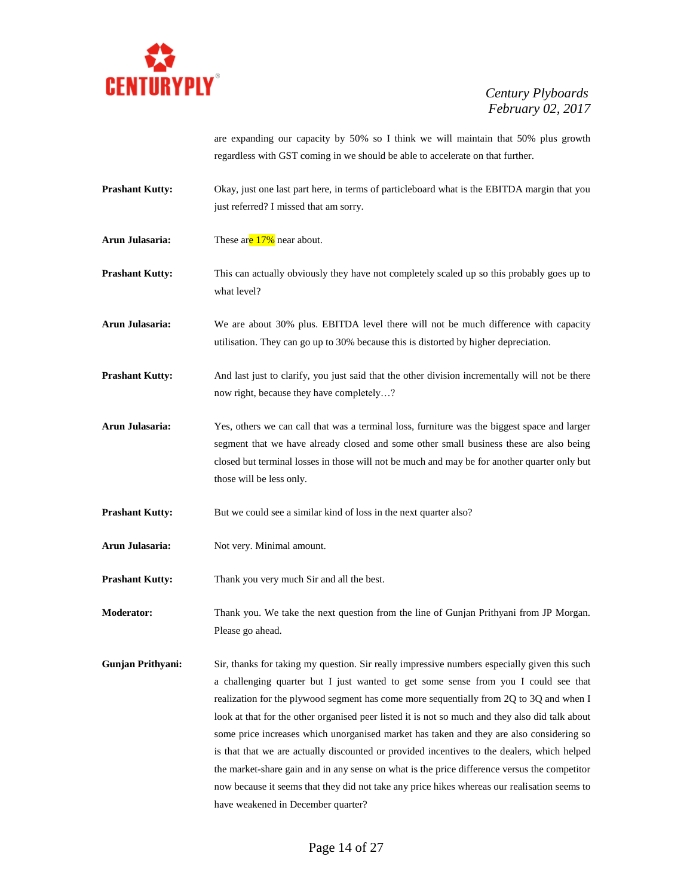are expanding our capacity by 50% so I think we will maintain that 50% plus growth regardless with GST coming in we should be able to accelerate on that further.

**Prashant Kutty:** Okay, just one last part here, in terms of particleboard what is the EBITDA margin that you just referred? I missed that am sorry.

**Arun Julasaria:** These are 17% near about.

**Prashant Kutty:** This can actually obviously they have not completely scaled up so this probably goes up to what level?

**Arun Julasaria:** We are about 30% plus. EBITDA level there will not be much difference with capacity utilisation. They can go up to 30% because this is distorted by higher depreciation.

**Prashant Kutty:** And last just to clarify, you just said that the other division incrementally will not be there now right, because they have completely…?

**Arun Julasaria:** Yes, others we can call that was a terminal loss, furniture was the biggest space and larger segment that we have already closed and some other small business these are also being closed but terminal losses in those will not be much and may be for another quarter only but those will be less only.

**Prashant Kutty:** But we could see a similar kind of loss in the next quarter also?

**Arun Julasaria:** Not very. Minimal amount.

**Prashant Kutty:** Thank you very much Sir and all the best.

**Moderator:** Thank you. We take the next question from the line of Gunjan Prithyani from JP Morgan. Please go ahead.

**Gunjan Prithyani:** Sir, thanks for taking my question. Sir really impressive numbers especially given this such a challenging quarter but I just wanted to get some sense from you I could see that realization for the plywood segment has come more sequentially from 2Q to 3Q and when I look at that for the other organised peer listed it is not so much and they also did talk about some price increases which unorganised market has taken and they are also considering so is that that we are actually discounted or provided incentives to the dealers, which helped the market-share gain and in any sense on what is the price difference versus the competitor now because it seems that they did not take any price hikes whereas our realisation seems to have weakened in December quarter?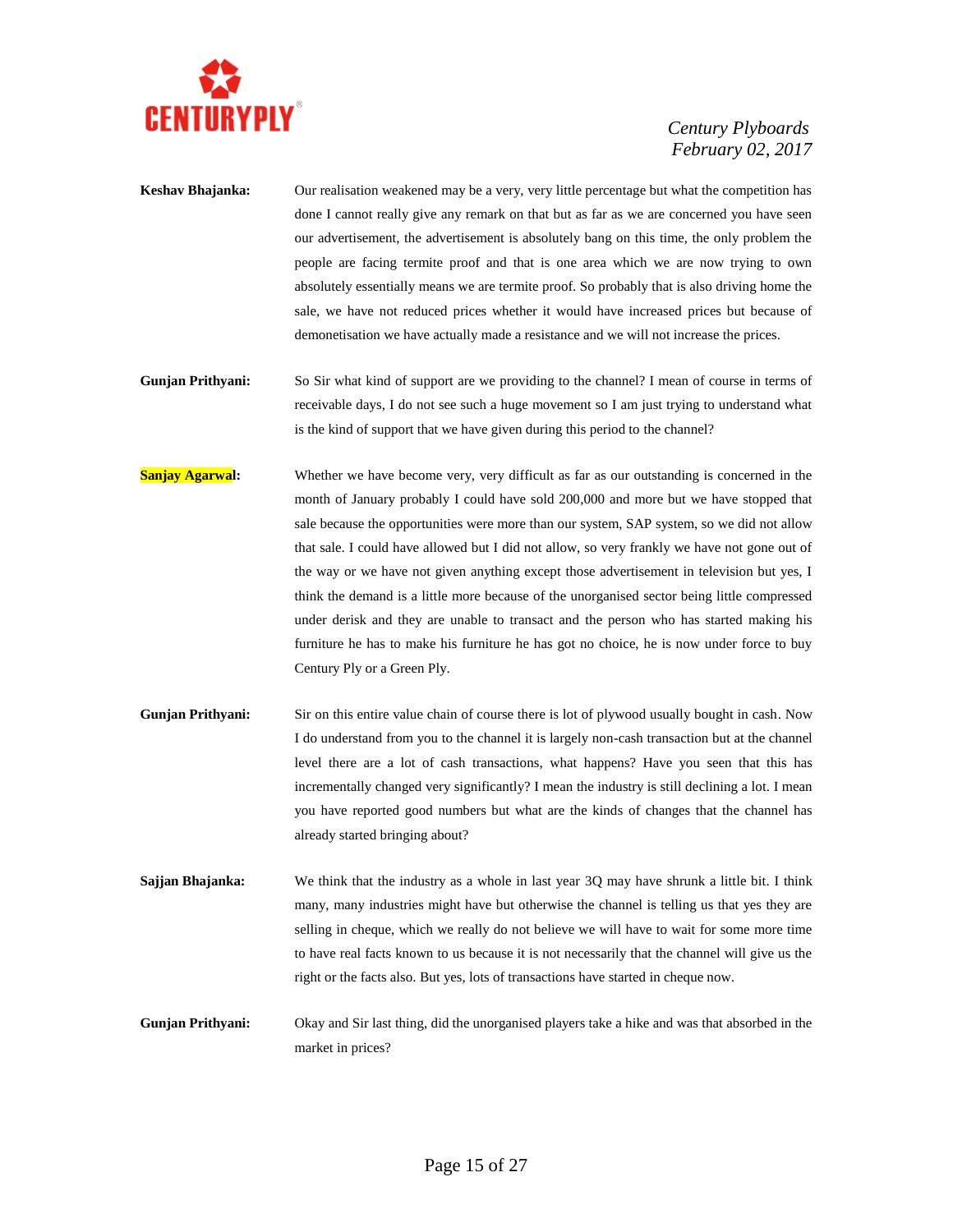**Keshav Bhajanka:** Our realisation weakened may be a very, very little percentage but what the competition has done I cannot really give any remark on that but as far as we are concerned you have seen our advertisement, the advertisement is absolutely bang on this time, the only problem the people are facing termite proof and that is one area which we are now trying to own absolutely essentially means we are termite proof. So probably that is also driving home the sale, we have not reduced prices whether it would have increased prices but because of demonetisation we have actually made a resistance and we will not increase the prices.

**Gunjan Prithyani:** So Sir what kind of support are we providing to the channel? I mean of course in terms of receivable days, I do not see such a huge movement so I am just trying to understand what is the kind of support that we have given during this period to the channel?

**Sanjay Agarwal:** Whether we have become very, very difficult as far as our outstanding is concerned in the month of January probably I could have sold 200,000 and more but we have stopped that sale because the opportunities were more than our system, SAP system, so we did not allow that sale. I could have allowed but I did not allow, so very frankly we have not gone out of the way or we have not given anything except those advertisement in television but yes, I think the demand is a little more because of the unorganised sector being little compressed under derisk and they are unable to transact and the person who has started making his furniture he has to make his furniture he has got no choice, he is now under force to buy Century Ply or a Green Ply.

**Gunjan Prithyani:** Sir on this entire value chain of course there is lot of plywood usually bought in cash. Now I do understand from you to the channel it is largely non-cash transaction but at the channel level there are a lot of cash transactions, what happens? Have you seen that this has incrementally changed very significantly? I mean the industry is still declining a lot. I mean you have reported good numbers but what are the kinds of changes that the channel has already started bringing about?

**Sajjan Bhajanka:** We think that the industry as a whole in last year 3Q may have shrunk a little bit. I think many, many industries might have but otherwise the channel is telling us that yes they are selling in cheque, which we really do not believe we will have to wait for some more time to have real facts known to us because it is not necessarily that the channel will give us the right or the facts also. But yes, lots of transactions have started in cheque now.

**Gunjan Prithyani:** Okay and Sir last thing, did the unorganised players take a hike and was that absorbed in the market in prices?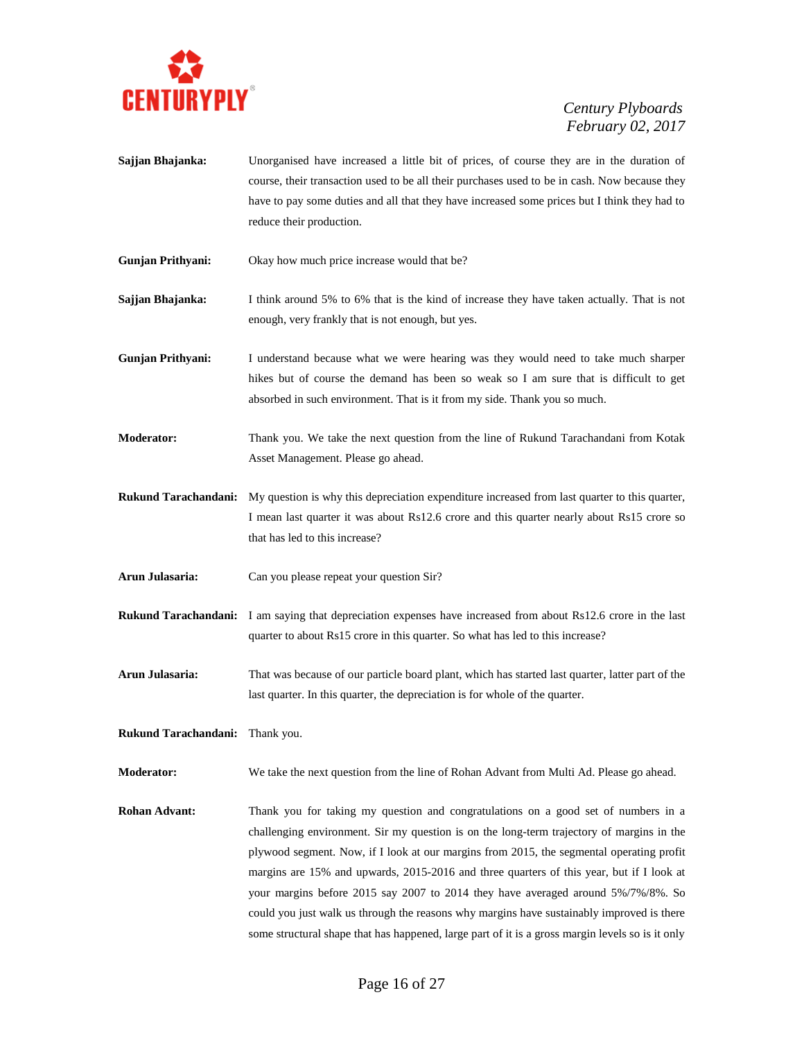**Sajjan Bhajanka:** Unorganised have increased a little bit of prices, of course they are in the duration of course, their transaction used to be all their purchases used to be in cash. Now because they have to pay some duties and all that they have increased some prices but I think they had to reduce their production.

**Gunjan Prithyani:** Okay how much price increase would that be?

**Sajjan Bhajanka:** I think around 5% to 6% that is the kind of increase they have taken actually. That is not enough, very frankly that is not enough, but yes.

**Gunjan Prithyani:** I understand because what we were hearing was they would need to take much sharper hikes but of course the demand has been so weak so I am sure that is difficult to get absorbed in such environment. That is it from my side. Thank you so much.

**Moderator:** Thank you. We take the next question from the line of Rukund Tarachandani from Kotak Asset Management. Please go ahead.

**Rukund Tarachandani:** My question is why this depreciation expenditure increased from last quarter to this quarter, I mean last quarter it was about Rs12.6 crore and this quarter nearly about Rs15 crore so that has led to this increase?

**Arun Julasaria:** Can you please repeat your question Sir?

**Rukund Tarachandani:** I am saying that depreciation expenses have increased from about Rs12.6 crore in the last quarter to about Rs15 crore in this quarter. So what has led to this increase?

**Arun Julasaria:** That was because of our particle board plant, which has started last quarter, latter part of the last quarter. In this quarter, the depreciation is for whole of the quarter.

**Rukund Tarachandani:** Thank you.

**Moderator:** We take the next question from the line of Rohan Advant from Multi Ad. Please go ahead.

**Rohan Advant:** Thank you for taking my question and congratulations on a good set of numbers in a challenging environment. Sir my question is on the long-term trajectory of margins in the plywood segment. Now, if I look at our margins from 2015, the segmental operating profit margins are 15% and upwards, 2015-2016 and three quarters of this year, but if I look at your margins before 2015 say 2007 to 2014 they have averaged around 5%/7%/8%. So could you just walk us through the reasons why margins have sustainably improved is there some structural shape that has happened, large part of it is a gross margin levels so is it only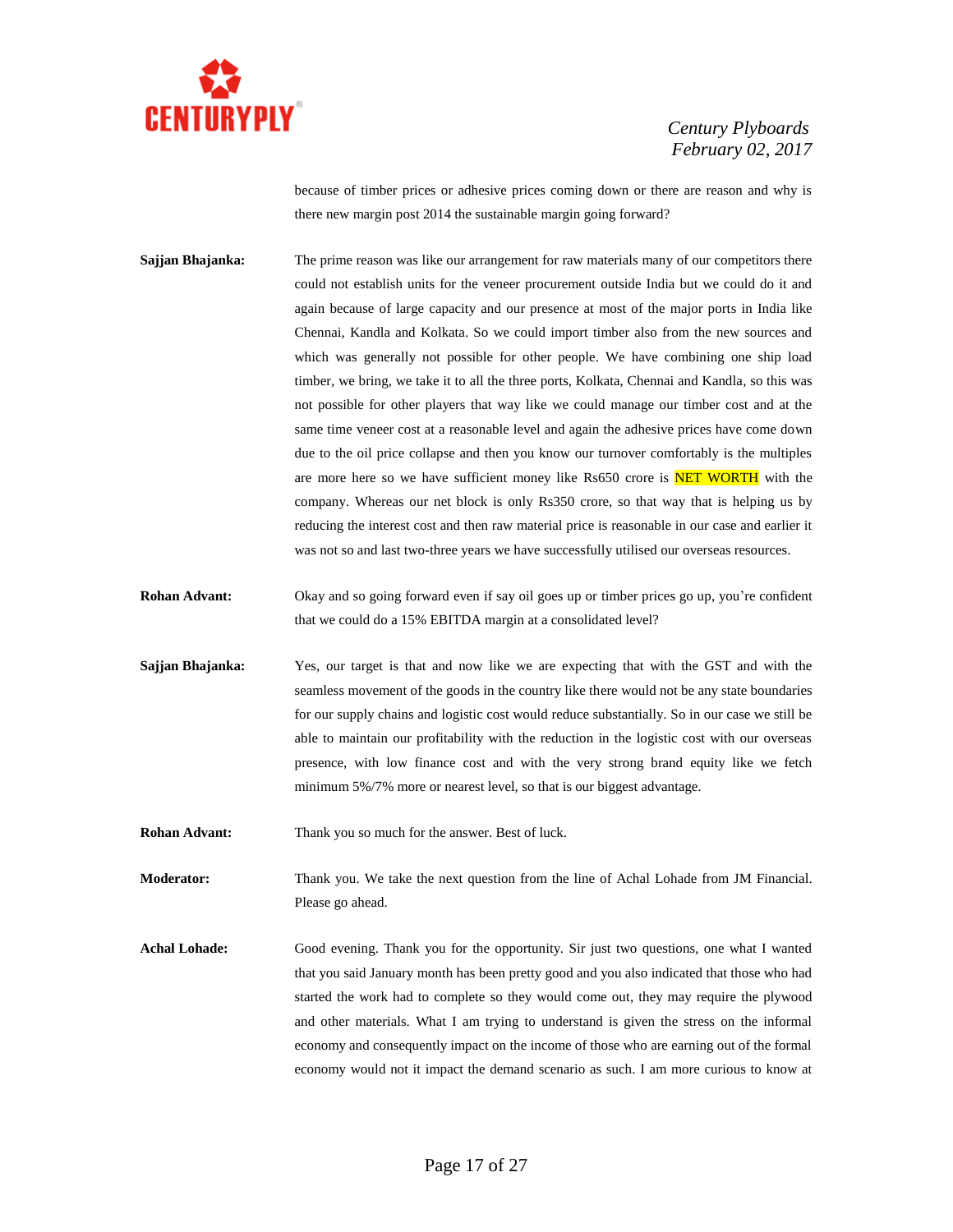because of timber prices or adhesive prices coming down or there are reason and why is there new margin post 2014 the sustainable margin going forward?

**Sajjan Bhajanka:** The prime reason was like our arrangement for raw materials many of our competitors there could not establish units for the veneer procurement outside India but we could do it and again because of large capacity and our presence at most of the major ports in India like Chennai, Kandla and Kolkata. So we could import timber also from the new sources and which was generally not possible for other people. We have combining one ship load timber, we bring, we take it to all the three ports, Kolkata, Chennai and Kandla, so this was not possible for other players that way like we could manage our timber cost and at the same time veneer cost at a reasonable level and again the adhesive prices have come down due to the oil price collapse and then you know our turnover comfortably is the multiples are more here so we have sufficient money like Rs650 crore is NET WORTH with the company. Whereas our net block is only Rs350 crore, so that way that is helping us by reducing the interest cost and then raw material price is reasonable in our case and earlier it was not so and last two-three years we have successfully utilised our overseas resources.

**Rohan Advant:** Okay and so going forward even if say oil goes up or timber prices go up, you're confident that we could do a 15% EBITDA margin at a consolidated level?

**Sajjan Bhajanka:** Yes, our target is that and now like we are expecting that with the GST and with the seamless movement of the goods in the country like there would not be any state boundaries for our supply chains and logistic cost would reduce substantially. So in our case we still be able to maintain our profitability with the reduction in the logistic cost with our overseas presence, with low finance cost and with the very strong brand equity like we fetch minimum 5%/7% more or nearest level, so that is our biggest advantage.

**Rohan Advant:** Thank you so much for the answer. Best of luck.

**Moderator:** Thank you. We take the next question from the line of Achal Lohade from JM Financial. Please go ahead.

**Achal Lohade:** Good evening. Thank you for the opportunity. Sir just two questions, one what I wanted that you said January month has been pretty good and you also indicated that those who had started the work had to complete so they would come out, they may require the plywood and other materials. What I am trying to understand is given the stress on the informal economy and consequently impact on the income of those who are earning out of the formal economy would not it impact the demand scenario as such. I am more curious to know at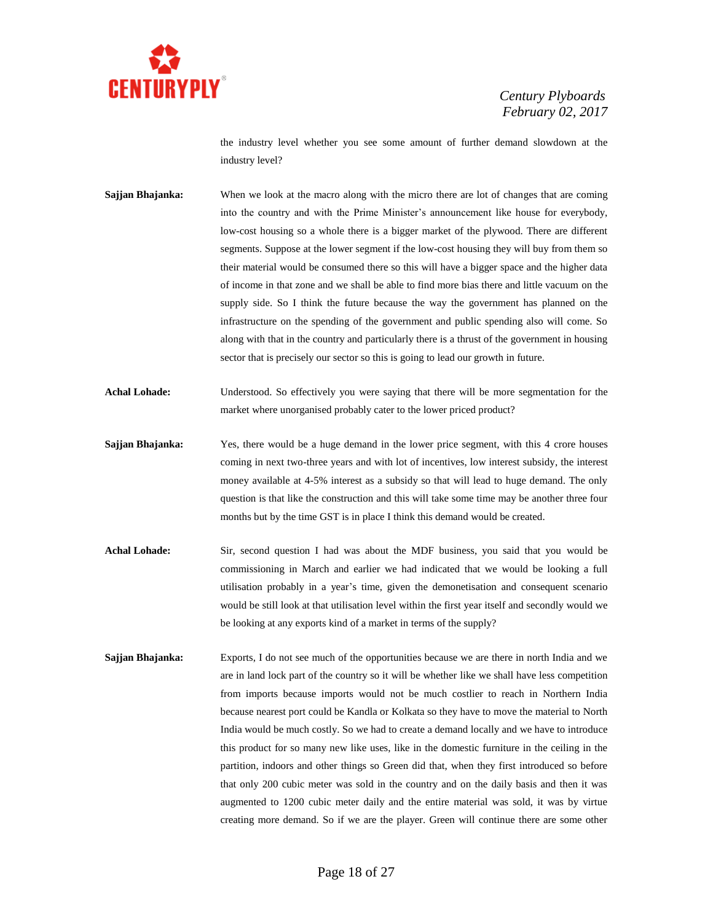the industry level whether you see some amount of further demand slowdown at the industry level?

**Sajjan Bhajanka:** When we look at the macro along with the micro there are lot of changes that are coming into the country and with the Prime Minister's announcement like house for everybody, low-cost housing so a whole there is a bigger market of the plywood. There are different segments. Suppose at the lower segment if the low-cost housing they will buy from them so their material would be consumed there so this will have a bigger space and the higher data of income in that zone and we shall be able to find more bias there and little vacuum on the supply side. So I think the future because the way the government has planned on the infrastructure on the spending of the government and public spending also will come. So along with that in the country and particularly there is a thrust of the government in housing sector that is precisely our sector so this is going to lead our growth in future.

**Achal Lohade:** Understood. So effectively you were saying that there will be more segmentation for the market where unorganised probably cater to the lower priced product?

**Sajjan Bhajanka:** Yes, there would be a huge demand in the lower price segment, with this 4 crore houses coming in next two-three years and with lot of incentives, low interest subsidy, the interest money available at 4-5% interest as a subsidy so that will lead to huge demand. The only question is that like the construction and this will take some time may be another three four months but by the time GST is in place I think this demand would be created.

**Achal Lohade:** Sir, second question I had was about the MDF business, you said that you would be commissioning in March and earlier we had indicated that we would be looking a full utilisation probably in a year's time, given the demonetisation and consequent scenario would be still look at that utilisation level within the first year itself and secondly would we be looking at any exports kind of a market in terms of the supply?

**Sajjan Bhajanka:** Exports, I do not see much of the opportunities because we are there in north India and we are in land lock part of the country so it will be whether like we shall have less competition from imports because imports would not be much costlier to reach in Northern India because nearest port could be Kandla or Kolkata so they have to move the material to North India would be much costly. So we had to create a demand locally and we have to introduce this product for so many new like uses, like in the domestic furniture in the ceiling in the partition, indoors and other things so Green did that, when they first introduced so before that only 200 cubic meter was sold in the country and on the daily basis and then it was augmented to 1200 cubic meter daily and the entire material was sold, it was by virtue creating more demand. So if we are the player. Green will continue there are some other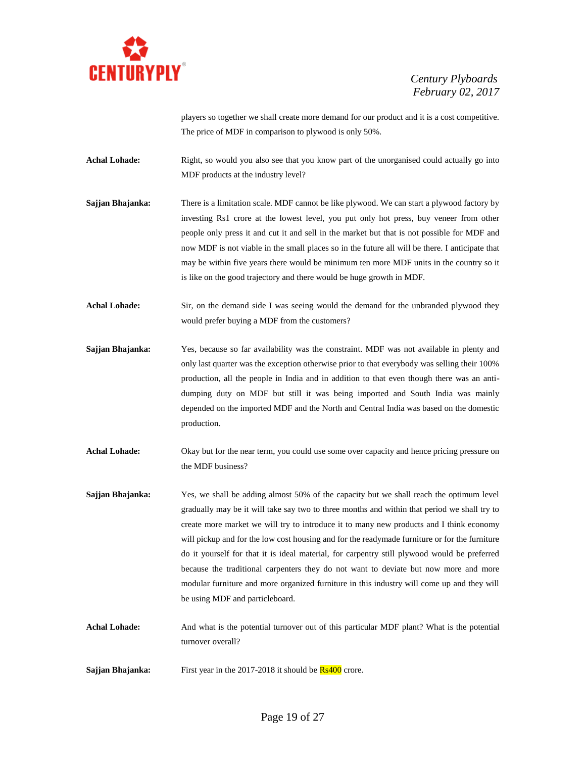players so together we shall create more demand for our product and it is a cost competitive. The price of MDF in comparison to plywood is only 50%.

**Achal Lohade:** Right, so would you also see that you know part of the unorganised could actually go into MDF products at the industry level?

**Sajjan Bhajanka:** There is a limitation scale. MDF cannot be like plywood. We can start a plywood factory by investing Rs1 crore at the lowest level, you put only hot press, buy veneer from other people only press it and cut it and sell in the market but that is not possible for MDF and now MDF is not viable in the small places so in the future all will be there. I anticipate that may be within five years there would be minimum ten more MDF units in the country so it is like on the good trajectory and there would be huge growth in MDF.

**Achal Lohade:** Sir, on the demand side I was seeing would the demand for the unbranded plywood they would prefer buying a MDF from the customers?

**Sajjan Bhajanka:** Yes, because so far availability was the constraint. MDF was not available in plenty and only last quarter was the exception otherwise prior to that everybody was selling their 100% production, all the people in India and in addition to that even though there was an anti-dumping duty on MDF but still it was being imported and South India was mainly depended on the imported MDF and the North and Central India was based on the domestic production.

**Achal Lohade:** Okay but for the near term, you could use some over capacity and hence pricing pressure on the MDF business?

**Sajjan Bhajanka:** Yes, we shall be adding almost 50% of the capacity but we shall reach the optimum level gradually may be it will take say two to three months and within that period we shall try to create more market we will try to introduce it to many new products and I think economy will pickup and for the low cost housing and for the readymade furniture or for the furniture do it yourself for that it is ideal material, for carpentry still plywood would be preferred because the traditional carpenters they do not want to deviate but now more and more modular furniture and more organized furniture in this industry will come up and they will be using MDF and particleboard.

**Achal Lohade:** And what is the potential turnover out of this particular MDF plant? What is the potential turnover overall?

**Sajjan Bhajanka:** First year in the 2017-2018 it should be Rs400 crore.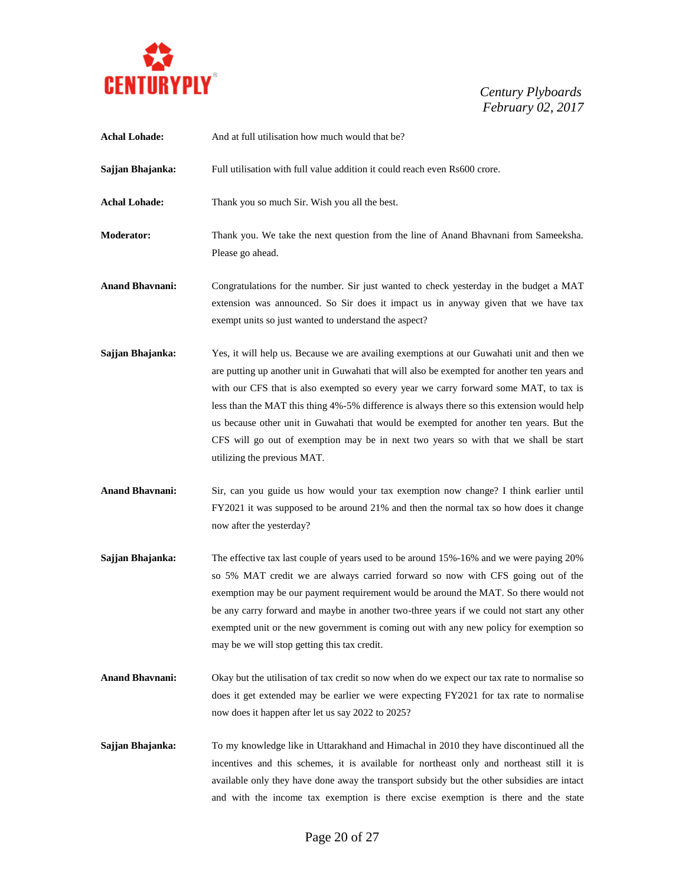**Achal Lohade:** And at full utilisation how much would that be?

**Sajjan Bhajanka:** Full utilisation with full value addition it could reach even Rs600 crore.

**Achal Lohade:** Thank you so much Sir. Wish you all the best.

**Moderator:** Thank you. We take the next question from the line of Anand Bhavnani from Sameeksha. Please go ahead.

**Anand Bhavnani:** Congratulations for the number. Sir just wanted to check yesterday in the budget a MAT extension was announced. So Sir does it impact us in anyway given that we have tax exempt units so just wanted to understand the aspect?

**Sajjan Bhajanka:** Yes, it will help us. Because we are availing exemptions at our Guwahati unit and then we are putting up another unit in Guwahati that will also be exempted for another ten years and with our CFS that is also exempted so every year we carry forward some MAT, to tax is less than the MAT this thing 4%-5% difference is always there so this extension would help us because other unit in Guwahati that would be exempted for another ten years. But the CFS will go out of exemption may be in next two years so with that we shall be start utilizing the previous MAT.

**Anand Bhavnani:** Sir, can you guide us how would your tax exemption now change? I think earlier until FY2021 it was supposed to be around 21% and then the normal tax so how does it change now after the yesterday?

**Sajjan Bhajanka:** The effective tax last couple of years used to be around 15%-16% and we were paying 20% so 5% MAT credit we are always carried forward so now with CFS going out of the exemption may be our payment requirement would be around the MAT. So there would not be any carry forward and maybe in another two-three years if we could not start any other exempted unit or the new government is coming out with any new policy for exemption so may be we will stop getting this tax credit.

**Anand Bhavnani:** Okay but the utilisation of tax credit so now when do we expect our tax rate to normalise so does it get extended may be earlier we were expecting FY2021 for tax rate to normalise now does it happen after let us say 2022 to 2025?

**Sajjan Bhajanka:** To my knowledge like in Uttarakhand and Himachal in 2010 they have discontinued all the incentives and this schemes, it is available for northeast only and northeast still it is available only they have done away the transport subsidy but the other subsidies are intact and with the income tax exemption is there excise exemption is there and the state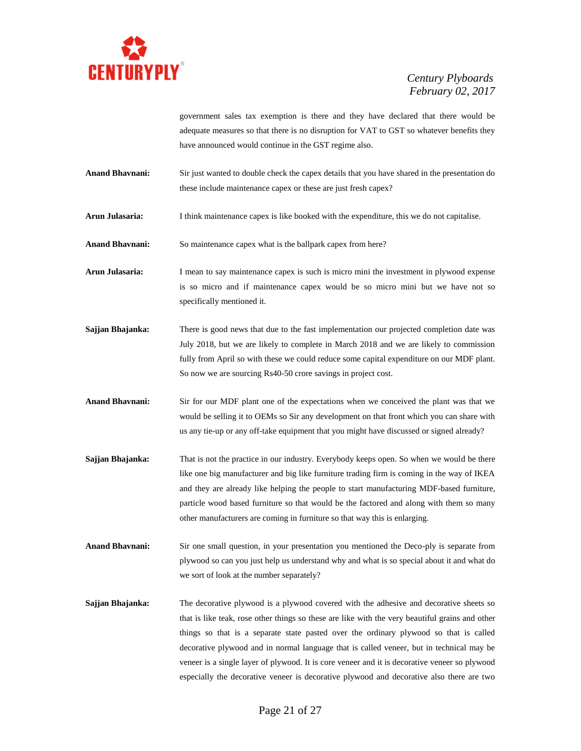government sales tax exemption is there and they have declared that there would be adequate measures so that there is no disruption for VAT to GST so whatever benefits they have announced would continue in the GST regime also.

**Anand Bhavnani:** Sir just wanted to double check the capex details that you have shared in the presentation do these include maintenance capex or these are just fresh capex?

**Arun Julasaria:** I think maintenance capex is like booked with the expenditure, this we do not capitalise.

**Anand Bhavnani:** So maintenance capex what is the ballpark capex from here?

**Arun Julasaria:** I mean to say maintenance capex is such is micro mini the investment in plywood expense is so micro and if maintenance capex would be so micro mini but we have not so specifically mentioned it.

**Sajjan Bhajanka:** There is good news that due to the fast implementation our projected completion date was July 2018, but we are likely to complete in March 2018 and we are likely to commission fully from April so with these we could reduce some capital expenditure on our MDF plant. So now we are sourcing Rs40-50 crore savings in project cost.

**Anand Bhavnani:** Sir for our MDF plant one of the expectations when we conceived the plant was that we would be selling it to OEMs so Sir any development on that front which you can share with us any tie-up or any off-take equipment that you might have discussed or signed already?

**Sajjan Bhajanka:** That is not the practice in our industry. Everybody keeps open. So when we would be there like one big manufacturer and big like furniture trading firm is coming in the way of IKEA and they are already like helping the people to start manufacturing MDF-based furniture, particle wood based furniture so that would be the factored and along with them so many other manufacturers are coming in furniture so that way this is enlarging.

**Anand Bhavnani:** Sir one small question, in your presentation you mentioned the Deco-ply is separate from plywood so can you just help us understand why and what is so special about it and what do we sort of look at the number separately?

**Sajjan Bhajanka:** The decorative plywood is a plywood covered with the adhesive and decorative sheets so that is like teak, rose other things so these are like with the very beautiful grains and other things so that is a separate state pasted over the ordinary plywood so that is called decorative plywood and in normal language that is called veneer, but in technical may be veneer is a single layer of plywood. It is core veneer and it is decorative veneer so plywood especially the decorative veneer is decorative plywood and decorative also there are two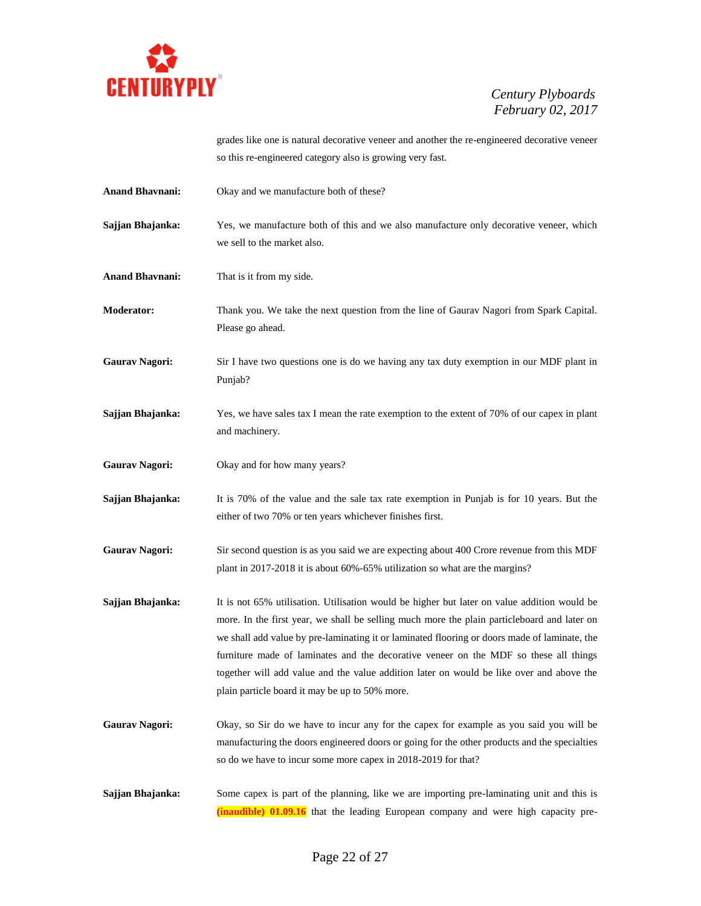grades like one is natural decorative veneer and another the re-engineered decorative veneer so this re-engineered category also is growing very fast.

**Anand Bhavnani:** Okay and we manufacture both of these?

**Sajjan Bhajanka:** Yes, we manufacture both of this and we also manufacture only decorative veneer, which we sell to the market also.

**Anand Bhavnani:** That is it from my side.

**Moderator:** Thank you. We take the next question from the line of Gaurav Nagori from Spark Capital. Please go ahead.

**Gaurav Nagori:** Sir I have two questions one is do we having any tax duty exemption in our MDF plant in Punjab?

**Sajjan Bhajanka:** Yes, we have sales tax I mean the rate exemption to the extent of 70% of our capex in plant and machinery.

**Gaurav Nagori:** Okay and for how many years?

**Sajjan Bhajanka:** It is 70% of the value and the sale tax rate exemption in Punjab is for 10 years. But the either of two 70% or ten years whichever finishes first.

**Gaurav Nagori:** Sir second question is as you said we are expecting about 400 Crore revenue from this MDF plant in 2017-2018 it is about 60%-65% utilization so what are the margins?

**Sajjan Bhajanka:** It is not 65% utilisation. Utilisation would be higher but later on value addition would be more. In the first year, we shall be selling much more the plain particleboard and later on we shall add value by pre-laminating it or laminated flooring or doors made of laminate, the furniture made of laminates and the decorative veneer on the MDF so these all things together will add value and the value addition later on would be like over and above the plain particle board it may be up to 50% more.

**Gaurav Nagori:** Okay, so Sir do we have to incur any for the capex for example as you said you will be manufacturing the doors engineered doors or going for the other products and the specialties so do we have to incur some more capex in 2018-2019 for that?

**Sajjan Bhajanka:** Some capex is part of the planning, like we are importing pre-laminating unit and this is **(inaudible) 01.09.16** that the leading European company and were high capacity pre-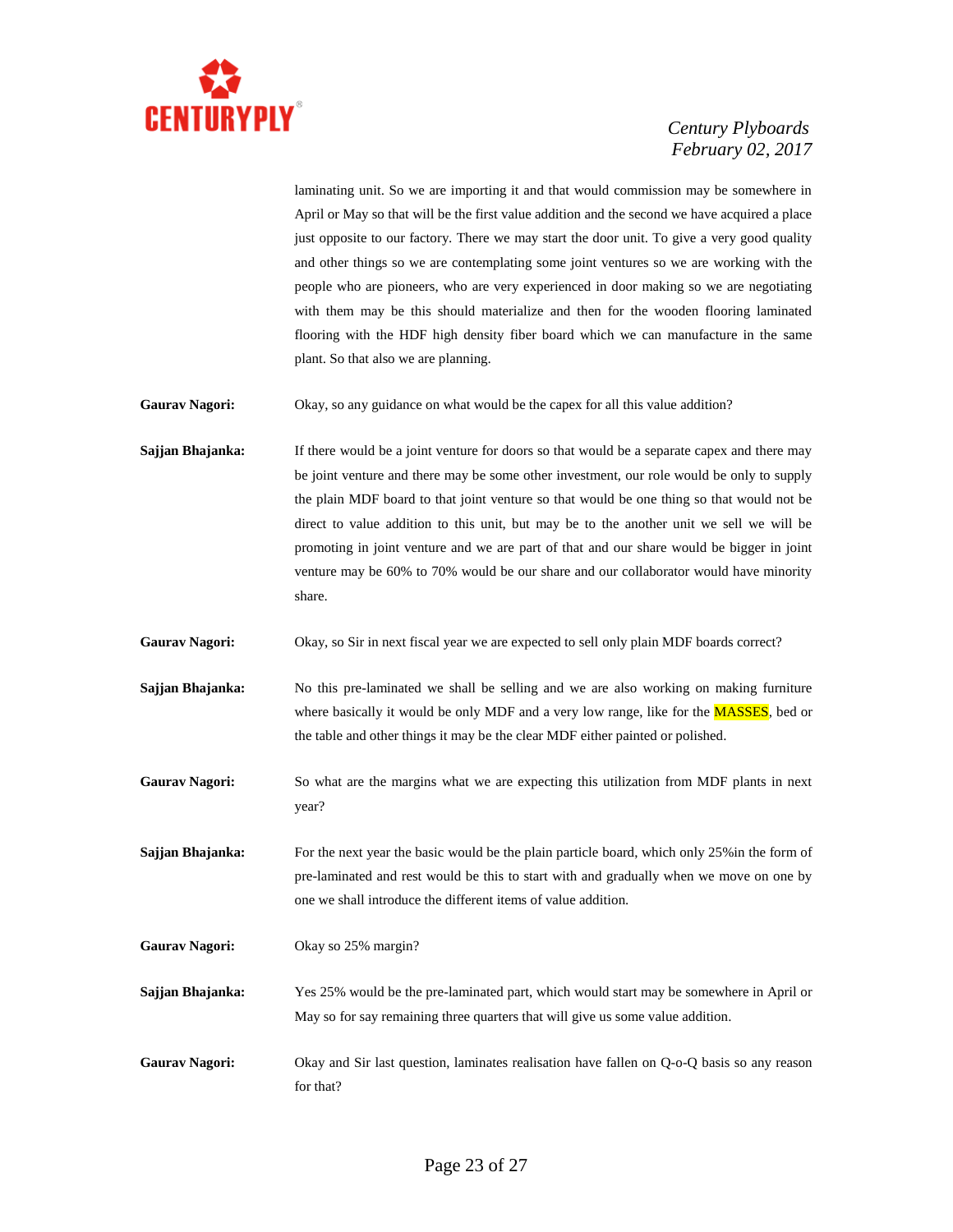laminating unit. So we are importing it and that would commission may be somewhere in April or May so that will be the first value addition and the second we have acquired a place just opposite to our factory. There we may start the door unit. To give a very good quality and other things so we are contemplating some joint ventures so we are working with the people who are pioneers, who are very experienced in door making so we are negotiating with them may be this should materialize and then for the wooden flooring laminated flooring with the HDF high density fiber board which we can manufacture in the same plant. So that also we are planning.

**Gaurav Nagori:** Okay, so any guidance on what would be the capex for all this value addition?

**Sajjan Bhajanka:** If there would be a joint venture for doors so that would be a separate capex and there may be joint venture and there may be some other investment, our role would be only to supply the plain MDF board to that joint venture so that would be one thing so that would not be direct to value addition to this unit, but may be to the another unit we sell we will be promoting in joint venture and we are part of that and our share would be bigger in joint venture may be 60% to 70% would be our share and our collaborator would have minority share.

**Gaurav Nagori:** Okay, so Sir in next fiscal year we are expected to sell only plain MDF boards correct?

**Sajjan Bhajanka:** No this pre-laminated we shall be selling and we are also working on making furniture where basically it would be only MDF and a very low range, like for the MASSES, bed or the table and other things it may be the clear MDF either painted or polished.

**Gaurav Nagori:** So what are the margins what we are expecting this utilization from MDF plants in next year?

**Sajjan Bhajanka:** For the next year the basic would be the plain particle board, which only 25%in the form of pre-laminated and rest would be this to start with and gradually when we move on one by one we shall introduce the different items of value addition.

**Gaurav Nagori:** Okay so 25% margin?

**Sajjan Bhajanka:** Yes 25% would be the pre-laminated part, which would start may be somewhere in April or May so for say remaining three quarters that will give us some value addition.

**Gaurav Nagori:** Okay and Sir last question, laminates realisation have fallen on Q-o-Q basis so any reason for that?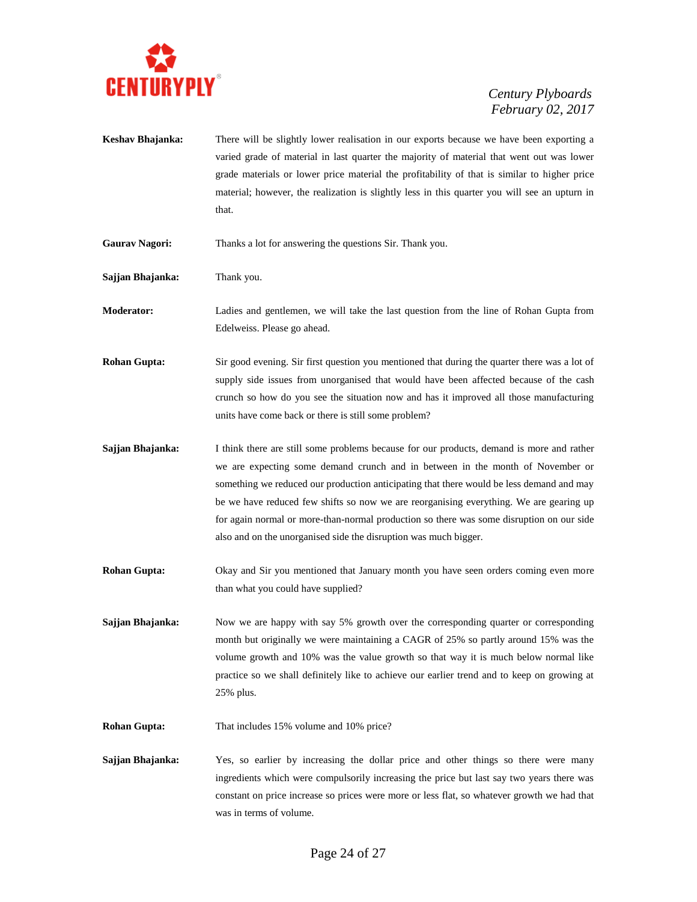**Keshav Bhajanka:** There will be slightly lower realisation in our exports because we have been exporting a varied grade of material in last quarter the majority of material that went out was lower grade materials or lower price material the profitability of that is similar to higher price material; however, the realization is slightly less in this quarter you will see an upturn in that.

**Gaurav Nagori:** Thanks a lot for answering the questions Sir. Thank you.

**Sajjan Bhajanka:** Thank you.

**Moderator:** Ladies and gentlemen, we will take the last question from the line of Rohan Gupta from Edelweiss. Please go ahead.

**Rohan Gupta:** Sir good evening. Sir first question you mentioned that during the quarter there was a lot of supply side issues from unorganised that would have been affected because of the cash crunch so how do you see the situation now and has it improved all those manufacturing units have come back or there is still some problem?

**Sajjan Bhajanka:** I think there are still some problems because for our products, demand is more and rather we are expecting some demand crunch and in between in the month of November or something we reduced our production anticipating that there would be less demand and may be we have reduced few shifts so now we are reorganising everything. We are gearing up for again normal or more-than-normal production so there was some disruption on our side also and on the unorganised side the disruption was much bigger.

**Rohan Gupta:** Okay and Sir you mentioned that January month you have seen orders coming even more than what you could have supplied?

**Sajjan Bhajanka:** Now we are happy with say 5% growth over the corresponding quarter or corresponding month but originally we were maintaining a CAGR of 25% so partly around 15% was the volume growth and 10% was the value growth so that way it is much below normal like practice so we shall definitely like to achieve our earlier trend and to keep on growing at 25% plus.

**Rohan Gupta:** That includes 15% volume and 10% price?

**Sajjan Bhajanka:** Yes, so earlier by increasing the dollar price and other things so there were many ingredients which were compulsorily increasing the price but last say two years there was constant on price increase so prices were more or less flat, so whatever growth we had that was in terms of volume.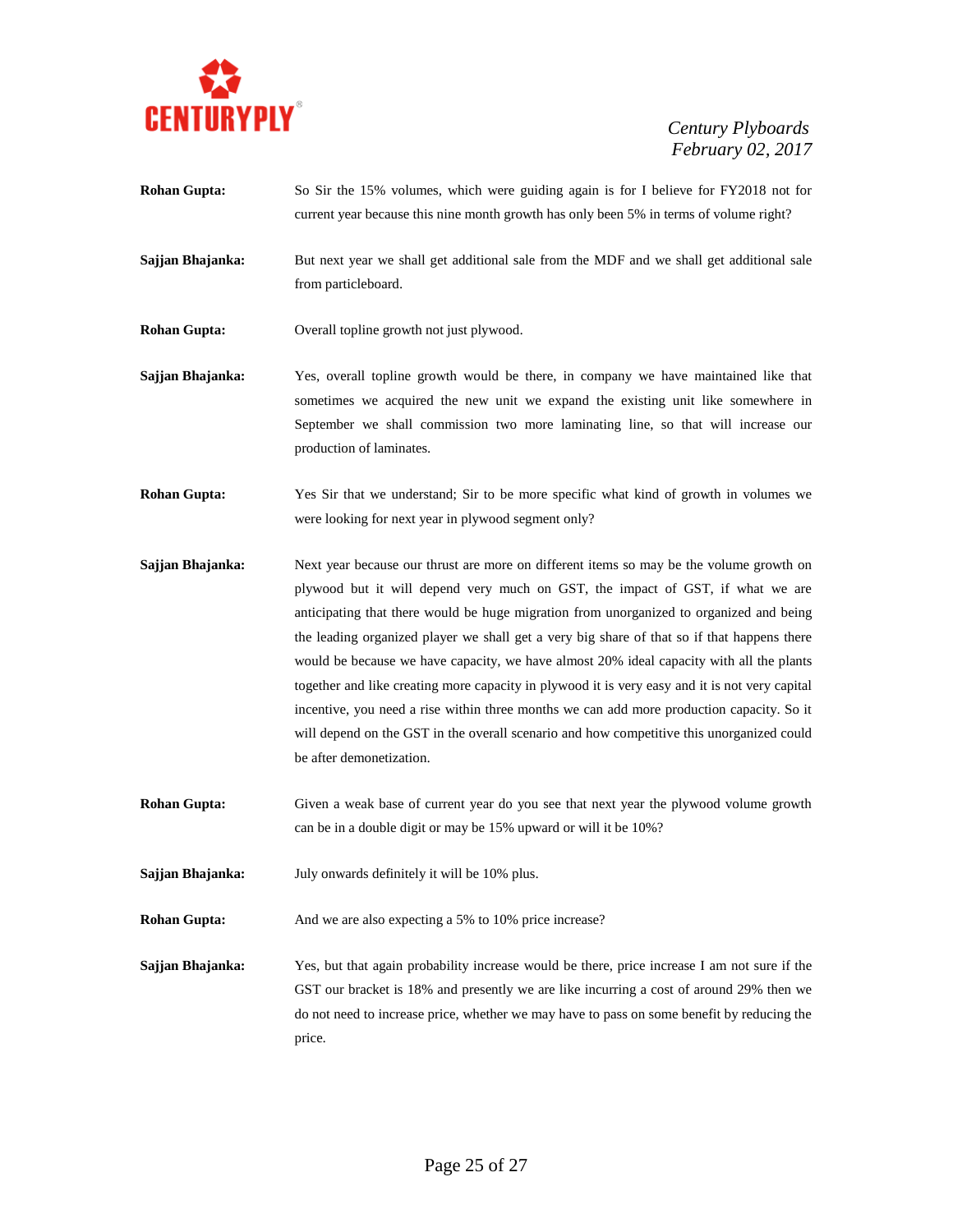**Rohan Gupta:** So Sir the 15% volumes, which were guiding again is for I believe for FY2018 not for current year because this nine month growth has only been 5% in terms of volume right?

**Sajjan Bhajanka:** But next year we shall get additional sale from the MDF and we shall get additional sale from particleboard.

**Rohan Gupta:** Overall topline growth not just plywood.

**Sajjan Bhajanka:** Yes, overall topline growth would be there, in company we have maintained like that sometimes we acquired the new unit we expand the existing unit like somewhere in September we shall commission two more laminating line, so that will increase our production of laminates.

**Rohan Gupta:** Yes Sir that we understand; Sir to be more specific what kind of growth in volumes we were looking for next year in plywood segment only?

**Sajjan Bhajanka:** Next year because our thrust are more on different items so may be the volume growth on plywood but it will depend very much on GST, the impact of GST, if what we are anticipating that there would be huge migration from unorganized to organized and being the leading organized player we shall get a very big share of that so if that happens there would be because we have capacity, we have almost 20% ideal capacity with all the plants together and like creating more capacity in plywood it is very easy and it is not very capital incentive, you need a rise within three months we can add more production capacity. So it will depend on the GST in the overall scenario and how competitive this unorganized could be after demonetization.

**Rohan Gupta:** Given a weak base of current year do you see that next year the plywood volume growth can be in a double digit or may be 15% upward or will it be 10%?

**Sajjan Bhajanka:** July onwards definitely it will be 10% plus.

**Rohan Gupta:** And we are also expecting a 5% to 10% price increase?

**Sajjan Bhajanka:** Yes, but that again probability increase would be there, price increase I am not sure if the GST our bracket is 18% and presently we are like incurring a cost of around 29% then we do not need to increase price, whether we may have to pass on some benefit by reducing the price.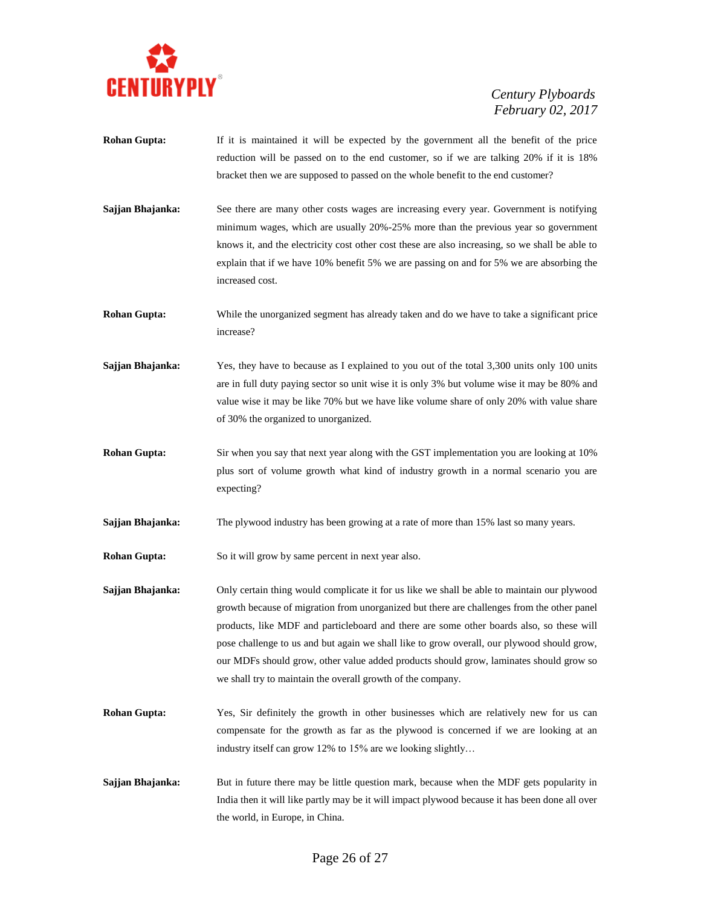**Rohan Gupta:** If it is maintained it will be expected by the government all the benefit of the price reduction will be passed on to the end customer, so if we are talking 20% if it is 18% bracket then we are supposed to passed on the whole benefit to the end customer?

**Sajjan Bhajanka:** See there are many other costs wages are increasing every year. Government is notifying minimum wages, which are usually 20%-25% more than the previous year so government knows it, and the electricity cost other cost these are also increasing, so we shall be able to explain that if we have 10% benefit 5% we are passing on and for 5% we are absorbing the increased cost.

**Rohan Gupta:** While the unorganized segment has already taken and do we have to take a significant price increase?

**Sajjan Bhajanka:** Yes, they have to because as I explained to you out of the total 3,300 units only 100 units are in full duty paying sector so unit wise it is only 3% but volume wise it may be 80% and value wise it may be like 70% but we have like volume share of only 20% with value share of 30% the organized to unorganized.

**Rohan Gupta:** Sir when you say that next year along with the GST implementation you are looking at 10% plus sort of volume growth what kind of industry growth in a normal scenario you are expecting?

**Sajjan Bhajanka:** The plywood industry has been growing at a rate of more than 15% last so many years.

**Rohan Gupta:** So it will grow by same percent in next year also.

**Sajjan Bhajanka:** Only certain thing would complicate it for us like we shall be able to maintain our plywood growth because of migration from unorganized but there are challenges from the other panel products, like MDF and particleboard and there are some other boards also, so these will pose challenge to us and but again we shall like to grow overall, our plywood should grow, our MDFs should grow, other value added products should grow, laminates should grow so we shall try to maintain the overall growth of the company.

**Rohan Gupta:** Yes, Sir definitely the growth in other businesses which are relatively new for us can compensate for the growth as far as the plywood is concerned if we are looking at an industry itself can grow 12% to 15% are we looking slightly…

**Sajjan Bhajanka:** But in future there may be little question mark, because when the MDF gets popularity in India then it will like partly may be it will impact plywood because it has been done all over the world, in Europe, in China.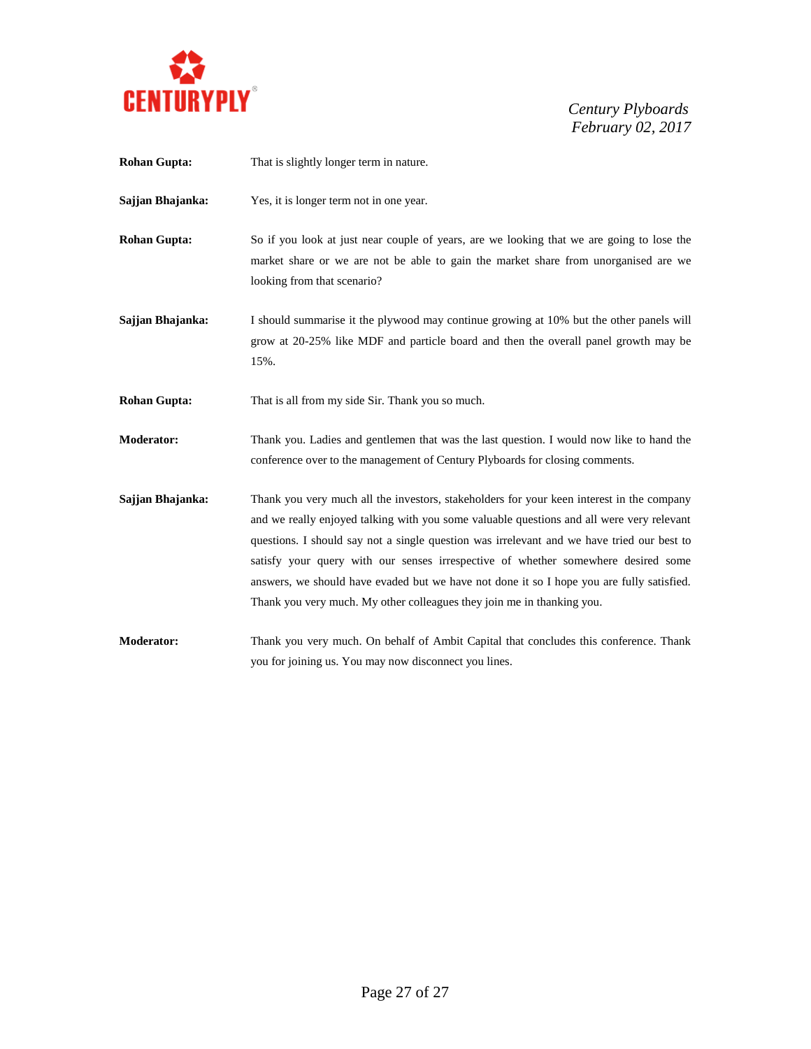**Rohan Gupta:** That is slightly longer term in nature.

**Sajjan Bhajanka:** Yes, it is longer term not in one year.

**Rohan Gupta:** So if you look at just near couple of years, are we looking that we are going to lose the market share or we are not be able to gain the market share from unorganised are we looking from that scenario?

**Sajjan Bhajanka:** I should summarise it the plywood may continue growing at 10% but the other panels will grow at 20-25% like MDF and particle board and then the overall panel growth may be 15%.

**Rohan Gupta:** That is all from my side Sir. Thank you so much.

**Moderator:** Thank you. Ladies and gentlemen that was the last question. I would now like to hand the conference over to the management of Century Plyboards for closing comments.

**Sajjan Bhajanka:** Thank you very much all the investors, stakeholders for your keen interest in the company and we really enjoyed talking with you some valuable questions and all were very relevant questions. I should say not a single question was irrelevant and we have tried our best to satisfy your query with our senses irrespective of whether somewhere desired some answers, we should have evaded but we have not done it so I hope you are fully satisfied. Thank you very much. My other colleagues they join me in thanking you.

**Moderator:** Thank you very much. On behalf of Ambit Capital that concludes this conference. Thank you for joining us. You may now disconnect you lines.